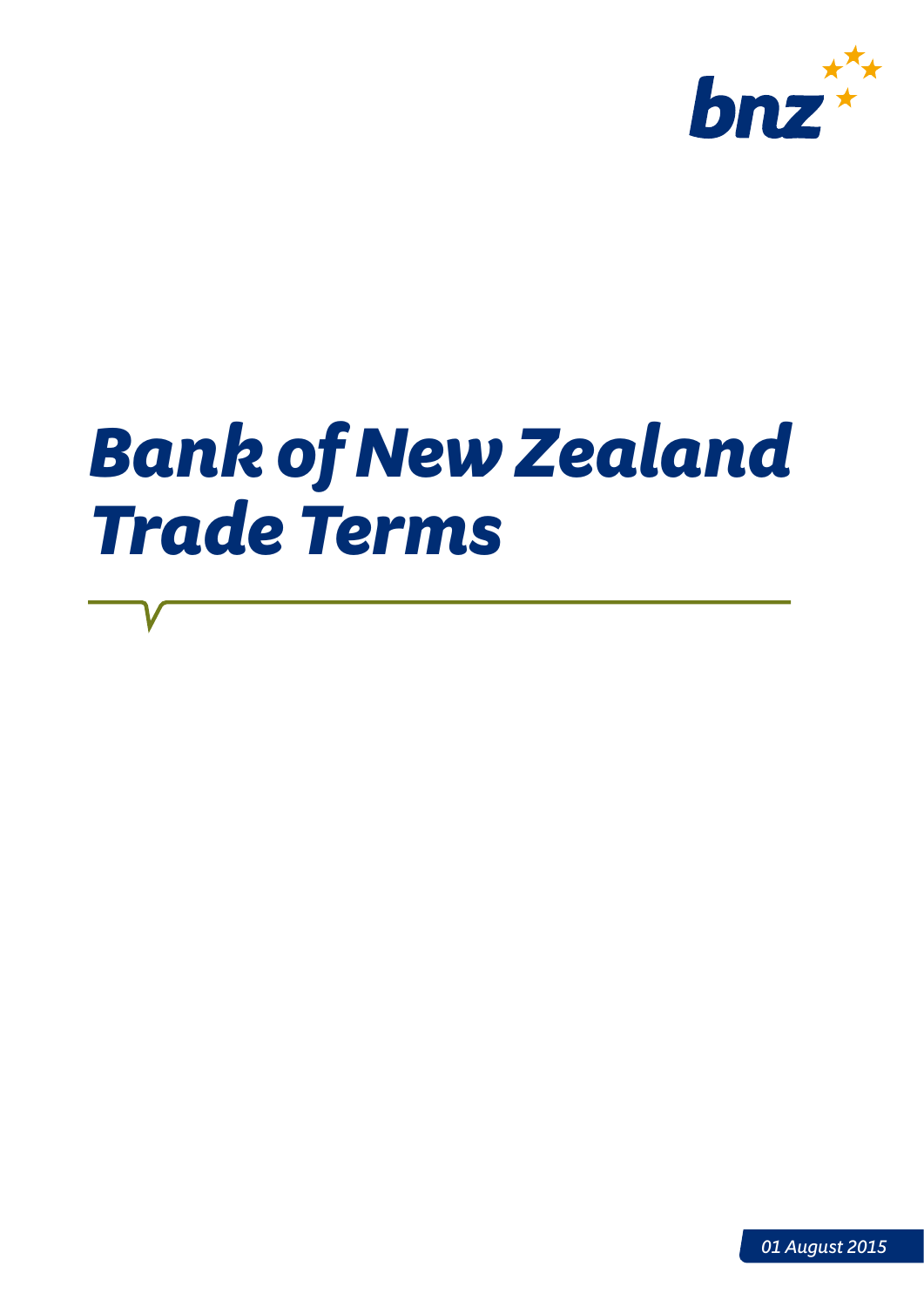bnz

# Bank of New Zealand Trade Terms

01 August 2015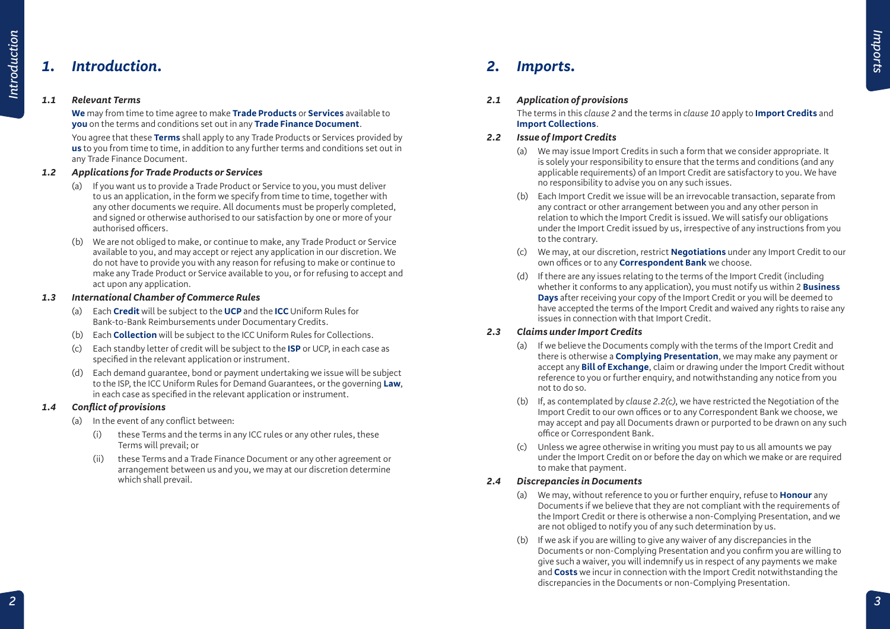# 1. Introduction.

### 1.1 Relevant Terms

**We** may from time to time agree to make **Trade Products** or **Services** available to **you** on the terms and conditions set out in any **Trade Finance Document**.

You agree that these **Terms** shall apply to any Trade Products or Services provided by **us** to you from time to time, in addition to any further terms and conditions set out in any Trade Finance Document.

### 1.2 Applications for Trade Products or Services

(a) If you want us to provide a Trade Product or Service to you, you must deliver to us an application, in the form we specify from time to time, together with any other documents we require. All documents must be properly completed, and signed or otherwise authorised to our satisfaction by one or more of your authorised officers.

(b) We are not obliged to make, or continue to make, any Trade Product or Service available to you, and may accept or reject any application in our discretion. We do not have to provide you with any reason for refusing to make or continue to make any Trade Product or Service available to you, or for refusing to accept and act upon any application.

### 1.3 International Chamber of Commerce Rules

(a) Each **Credit** will be subject to the **UCP** and the **ICC** Uniform Rules for Bank-to-Bank Reimbursements under Documentary Credits.

(b) Each **Collection** will be subject to the ICC Uniform Rules for Collections.

(c) Each standby letter of credit will be subject to the **ISP** or UCP, in each case as specified in the relevant application or instrument.

(d) Each demand guarantee, bond or payment undertaking we issue will be subject to the ISP, the ICC Uniform Rules for Demand Guarantees, or the governing **Law**, in each case as specified in the relevant application or instrument.

### 1.4 Conflict of provisions

(a) In the event of any conflict between:

(i) these Terms and the terms in any ICC rules or any other rules, these Terms will prevail; or

(ii) these Terms and a Trade Finance Document or any other agreement or arrangement between us and you, we may at our discretion determine which shall prevail.

# 2. Imports.

### 2.1 Application of provisions

The terms in this *clause 2* and the terms in *clause 10* apply to **Import Credits** and **Import Collections**.

### 2.2 Issue of Import Credits

(a) We may issue Import Credits in such a form that we consider appropriate. It is solely your responsibility to ensure that the terms and conditions (and any applicable requirements) of an Import Credit are satisfactory to you. We have no responsibility to advise you on any such issues.

(b) Each Import Credit we issue will be an irrevocable transaction, separate from any contract or other arrangement between you and any other person in relation to which the Import Credit is issued. We will satisfy our obligations under the Import Credit issued by us, irrespective of any instructions from you to the contrary.

(c) We may, at our discretion, restrict **Negotiations** under any Import Credit to our own offices or to any **Correspondent Bank** we choose.

(d) If there are any issues relating to the terms of the Import Credit (including whether it conforms to any application), you must notify us within 2 **Business Days** after receiving your copy of the Import Credit or you will be deemed to have accepted the terms of the Import Credit and waived any rights to raise any issues in connection with that Import Credit.

### 2.3 Claims under Import Credits

(a) If we believe the Documents comply with the terms of the Import Credit and there is otherwise a **Complying Presentation**, we may make any payment or accept any **Bill of Exchange**, claim or drawing under the Import Credit without reference to you or further enquiry, and notwithstanding any notice from you not to do so.

(b) If, as contemplated by *clause 2.2(c)*, we have restricted the Negotiation of the Import Credit to our own offices or to any Correspondent Bank we choose, we may accept and pay all Documents drawn or purported to be drawn on any such office or Correspondent Bank.

(c) Unless we agree otherwise in writing you must pay to us all amounts we pay under the Import Credit on or before the day on which we make or are required to make that payment.

### 2.4 Discrepancies in Documents

(a) We may, without reference to you or further enquiry, refuse to **Honour** any Documents if we believe that they are not compliant with the requirements of the Import Credit or there is otherwise a non-Complying Presentation, and we are not obliged to notify you of any such determination by us.

(b) If we ask if you are willing to give any waiver of any discrepancies in the Documents or non-Complying Presentation and you confirm you are willing to give such a waiver, you will indemnify us in respect of any payments we make and **Costs** we incur in connection with the Import Credit notwithstanding the discrepancies in the Documents or non-Complying Presentation.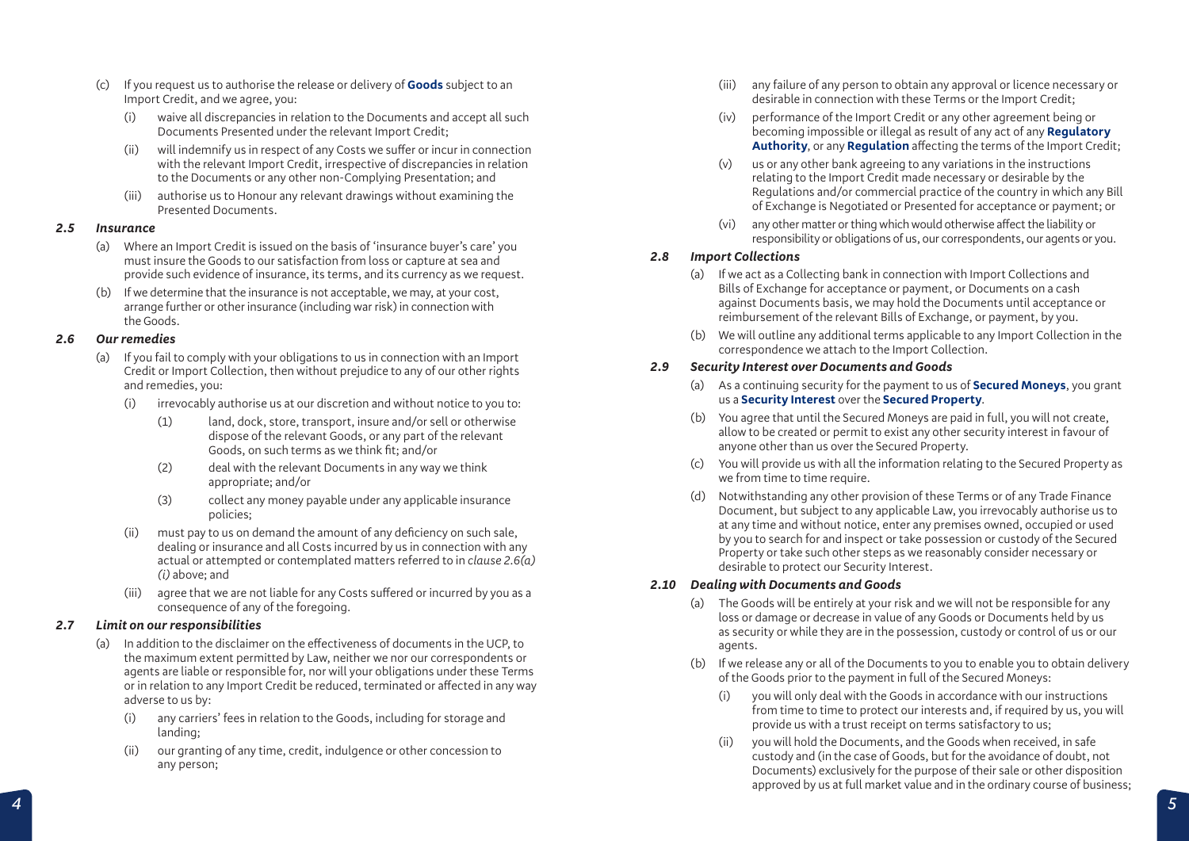(c) If you request us to authorise the release or delivery of **Goods** subject to an Import Credit, and we agree, you:

(i) waive all discrepancies in relation to the Documents and accept all such Documents Presented under the relevant Import Credit;

(ii) will indemnify us in respect of any Costs we suffer or incur in connection with the relevant Import Credit, irrespective of discrepancies in relation to the Documents or any other non-Complying Presentation; and

(iii) authorise us to Honour any relevant drawings without examining the Presented Documents.

### *2.5 Insurance*

(a) Where an Import Credit is issued on the basis of 'insurance buyer's care' you must insure the Goods to our satisfaction from loss or capture at sea and provide such evidence of insurance, its terms, and its currency as we request.

(b) If we determine that the insurance is not acceptable, we may, at your cost, arrange further or other insurance (including war risk) in connection with the Goods.

### *2.6 Our remedies*

(a) If you fail to comply with your obligations to us in connection with an Import Credit or Import Collection, then without prejudice to any of our other rights and remedies, you:

(i) irrevocably authorise us at our discretion and without notice to you to:

(1) land, dock, store, transport, insure and/or sell or otherwise dispose of the relevant Goods, or any part of the relevant Goods, on such terms as we think fit; and/or

(2) deal with the relevant Documents in any way we think appropriate; and/or

(3) collect any money payable under any applicable insurance policies;

(ii) must pay to us on demand the amount of any deficiency on such sale, dealing or insurance and all Costs incurred by us in connection with any actual or attempted or contemplated matters referred to in *clause 2.6(a)(i)* above; and

(iii) agree that we are not liable for any Costs suffered or incurred by you as a consequence of any of the foregoing.

### *2.7 Limit on our responsibilities*

(a) In addition to the disclaimer on the effectiveness of documents in the UCP, to the maximum extent permitted by Law, neither we nor our correspondents or agents are liable or responsible for, nor will your obligations under these Terms or in relation to any Import Credit be reduced, terminated or affected in any way adverse to us by:

(i) any carriers' fees in relation to the Goods, including for storage and landing;

(ii) our granting of any time, credit, indulgence or other concession to any person;

(iii) any failure of any person to obtain any approval or licence necessary or desirable in connection with these Terms or the Import Credit;

(iv) performance of the Import Credit or any other agreement being or becoming impossible or illegal as result of any act of any **Regulatory Authority**, or any **Regulation** affecting the terms of the Import Credit;

(v) us or any other bank agreeing to any variations in the instructions relating to the Import Credit made necessary or desirable by the Regulations and/or commercial practice of the country in which any Bill of Exchange is Negotiated or Presented for acceptance or payment; or

(vi) any other matter or thing which would otherwise affect the liability or responsibility or obligations of us, our correspondents, our agents or you.

### *2.8 Import Collections*

(a) If we act as a Collecting bank in connection with Import Collections and Bills of Exchange for acceptance or payment, or Documents on a cash against Documents basis, we may hold the Documents until acceptance or reimbursement of the relevant Bills of Exchange, or payment, by you.

(b) We will outline any additional terms applicable to any Import Collection in the correspondence we attach to the Import Collection.

### *2.9 Security Interest over Documents and Goods*

(a) As a continuing security for the payment to us of **Secured Moneys**, you grant us a **Security Interest** over the **Secured Property**.

(b) You agree that until the Secured Moneys are paid in full, you will not create, allow to be created or permit to exist any other security interest in favour of anyone other than us over the Secured Property.

(c) You will provide us with all the information relating to the Secured Property as we from time to time require.

(d) Notwithstanding any other provision of these Terms or of any Trade Finance Document, but subject to any applicable Law, you irrevocably authorise us to at any time and without notice, enter any premises owned, occupied or used by you to search for and inspect or take possession or custody of the Secured Property or take such other steps as we reasonably consider necessary or desirable to protect our Security Interest.

### *2.10 Dealing with Documents and Goods*

(a) The Goods will be entirely at your risk and we will not be responsible for any loss or damage or decrease in value of any Goods or Documents held by us as security or while they are in the possession, custody or control of us or our agents.

(b) If we release any or all of the Documents to you to enable you to obtain delivery of the Goods prior to the payment in full of the Secured Moneys:

(i) you will only deal with the Goods in accordance with our instructions from time to time to protect our interests and, if required by us, you will provide us with a trust receipt on terms satisfactory to us;

(ii) you will hold the Documents, and the Goods when received, in safe custody and (in the case of Goods, but for the avoidance of doubt, not Documents) exclusively for the purpose of their sale or other disposition approved by us at full market value and in the ordinary course of business;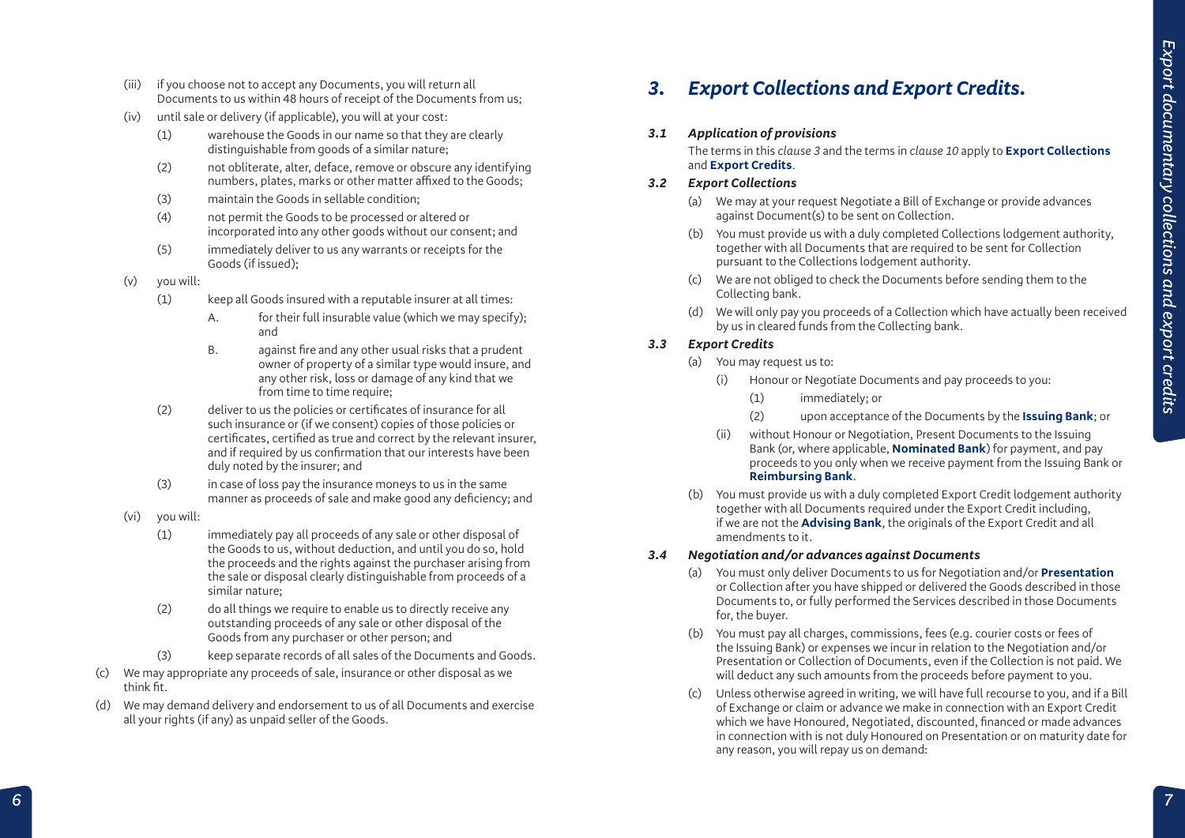- (iii) if you choose not to accept any Documents, you will return all Documents to us within 48 hours of receipt of the Documents from us;
- (iv) until sale or delivery (if applicable), you will at your cost:
  - (1) warehouse the Goods in our name so that they are clearly distinguishable from goods of a similar nature;
  - (2) not obliterate, alter, deface, remove or obscure any identifying numbers, plates, marks or other matter affixed to the Goods;
  - (3) maintain the Goods in sellable condition;
  - (4) not permit the Goods to be processed or altered or incorporated into any other goods without our consent; and
  - (5) immediately deliver to us any warrants or receipts for the Goods (if issued);
- (v) you will:
  - (1) keep all Goods insured with a reputable insurer at all times:
    - A. for their full insurable value (which we may specify); and
    - B. against fire and any other usual risks that a prudent owner of property of a similar type would insure, and any other risk, loss or damage of any kind that we from time to time require;
  - (2) deliver to us the policies or certificates of insurance for all such insurance or (if we consent) copies of those policies or certificates, certified as true and correct by the relevant insurer, and if required by us confirmation that our interests have been duly noted by the insurer; and
  - (3) in case of loss pay the insurance moneys to us in the same manner as proceeds of sale and make good any deficiency; and
- (vi) you will:
  - (1) immediately pay all proceeds of any sale or other disposal of the Goods to us, without deduction, and until you do so, hold the proceeds and the rights against the purchaser arising from the sale or disposal clearly distinguishable from proceeds of a similar nature;
  - (2) do all things we require to enable us to directly receive any outstanding proceeds of any sale or other disposal of the Goods from any purchaser or other person; and
  - (3) keep separate records of all sales of the Documents and Goods.

(c) We may appropriate any proceeds of sale, insurance or other disposal as we think fit.

(d) We may demand delivery and endorsement to us of all Documents and exercise all your rights (if any) as unpaid seller of the Goods.

## *3. Export Collections and Export Credits.*

### *3.1 Application of provisions*

The terms in this *clause 3* and the terms in *clause 10* apply to **Export Collections** and **Export Credits**.

### *3.2 Export Collections*

(a) We may at your request Negotiate a Bill of Exchange or provide advances against Document(s) to be sent on Collection.

(b) You must provide us with a duly completed Collections lodgement authority, together with all Documents that are required to be sent for Collection pursuant to the Collections lodgement authority.

(c) We are not obliged to check the Documents before sending them to the Collecting bank.

(d) We will only pay you proceeds of a Collection which have actually been received by us in cleared funds from the Collecting bank.

### *3.3 Export Credits*

(a) You may request us to:

- (i) Honour or Negotiate Documents and pay proceeds to you:
  - (1) immediately; or
  - (2) upon acceptance of the Documents by the **Issuing Bank**; or
- (ii) without Honour or Negotiation, Present Documents to the Issuing Bank (or, where applicable, **Nominated Bank**) for payment, and pay proceeds to you only when we receive payment from the Issuing Bank or **Reimbursing Bank**.

(b) You must provide us with a duly completed Export Credit lodgement authority together with all Documents required under the Export Credit including, if we are not the **Advising Bank**, the originals of the Export Credit and all amendments to it.

### *3.4 Negotiation and/or advances against Documents*

(a) You must only deliver Documents to us for Negotiation and/or **Presentation** or Collection after you have shipped or delivered the Goods described in those Documents to, or fully performed the Services described in those Documents for, the buyer.

(b) You must pay all charges, commissions, fees (e.g. courier costs or fees of the Issuing Bank) or expenses we incur in relation to the Negotiation and/or Presentation or Collection of Documents, even if the Collection is not paid. We will deduct any such amounts from the proceeds before payment to you.

(c) Unless otherwise agreed in writing, we will have full recourse to you, and if a Bill of Exchange or claim or advance we make in connection with an Export Credit which we have Honoured, Negotiated, discounted, financed or made advances in connection with is not duly Honoured on Presentation or on maturity date for any reason, you will repay us on demand: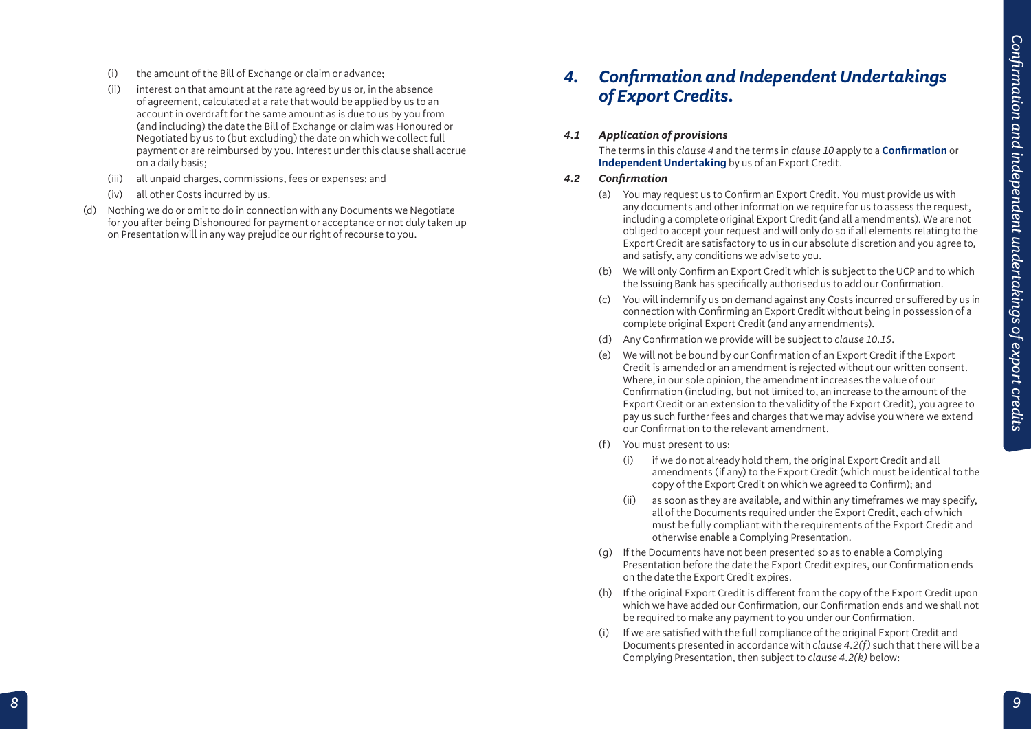(i) the amount of the Bill of Exchange or claim or advance;

(ii) interest on that amount at the rate agreed by us or, in the absence of agreement, calculated at a rate that would be applied by us to an account in overdraft for the same amount as is due to us by you from (and including) the date the Bill of Exchange or claim was Honoured or Negotiated by us to (but excluding) the date on which we collect full payment or are reimbursed by you. Interest under this clause shall accrue on a daily basis;

(iii) all unpaid charges, commissions, fees or expenses; and

(iv) all other Costs incurred by us.

(d) Nothing we do or omit to do in connection with any Documents we Negotiate for you after being Dishonoured for payment or acceptance or not duly taken up on Presentation will in any way prejudice our right of recourse to you.

## *4. Confirmation and Independent Undertakings of Export Credits.*

### *4.1 Application of provisions*

The terms in this *clause 4* and the terms in *clause 10* apply to a **Confirmation** or **Independent Undertaking** by us of an Export Credit.

### *4.2 Confirmation*

(a) You may request us to Confirm an Export Credit. You must provide us with any documents and other information we require for us to assess the request, including a complete original Export Credit (and all amendments). We are not obliged to accept your request and will only do so if all elements relating to the Export Credit are satisfactory to us in our absolute discretion and you agree to, and satisfy, any conditions we advise to you.

(b) We will only Confirm an Export Credit which is subject to the UCP and to which the Issuing Bank has specifically authorised us to add our Confirmation.

(c) You will indemnify us on demand against any Costs incurred or suffered by us in connection with Confirming an Export Credit without being in possession of a complete original Export Credit (and any amendments).

(d) Any Confirmation we provide will be subject to *clause 10.15*.

(e) We will not be bound by our Confirmation of an Export Credit if the Export Credit is amended or an amendment is rejected without our written consent. Where, in our sole opinion, the amendment increases the value of our Confirmation (including, but not limited to, an increase to the amount of the Export Credit or an extension to the validity of the Export Credit), you agree to pay us such further fees and charges that we may advise you where we extend our Confirmation to the relevant amendment.

(f) You must present to us:

(i) if we do not already hold them, the original Export Credit and all amendments (if any) to the Export Credit (which must be identical to the copy of the Export Credit on which we agreed to Confirm); and

(ii) as soon as they are available, and within any timeframes we may specify, all of the Documents required under the Export Credit, each of which must be fully compliant with the requirements of the Export Credit and otherwise enable a Complying Presentation.

(g) If the Documents have not been presented so as to enable a Complying Presentation before the date the Export Credit expires, our Confirmation ends on the date the Export Credit expires.

(h) If the original Export Credit is different from the copy of the Export Credit upon which we have added our Confirmation, our Confirmation ends and we shall not be required to make any payment to you under our Confirmation.

(i) If we are satisfied with the full compliance of the original Export Credit and Documents presented in accordance with *clause 4.2(f)* such that there will be a Complying Presentation, then subject to *clause 4.2(k)* below: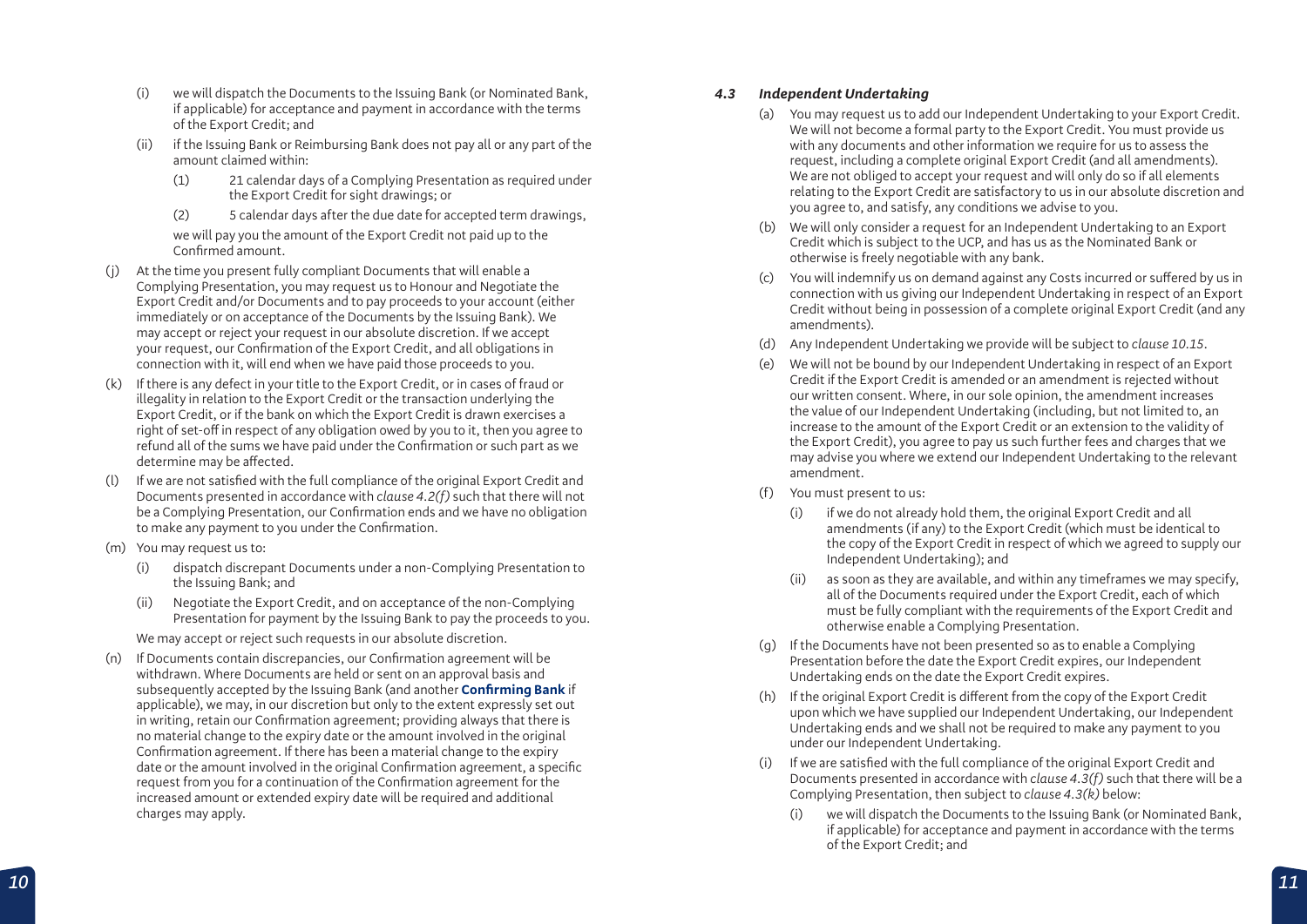(i) we will dispatch the Documents to the Issuing Bank (or Nominated Bank, if applicable) for acceptance and payment in accordance with the terms of the Export Credit; and

(ii) if the Issuing Bank or Reimbursing Bank does not pay all or any part of the amount claimed within:

(1) 21 calendar days of a Complying Presentation as required under the Export Credit for sight drawings; or

(2) 5 calendar days after the due date for accepted term drawings,

we will pay you the amount of the Export Credit not paid up to the Confirmed amount.

(j) At the time you present fully compliant Documents that will enable a Complying Presentation, you may request us to Honour and Negotiate the Export Credit and/or Documents and to pay proceeds to your account (either immediately or on acceptance of the Documents by the Issuing Bank). We may accept or reject your request in our absolute discretion. If we accept your request, our Confirmation of the Export Credit, and all obligations in connection with it, will end when we have paid those proceeds to you.

(k) If there is any defect in your title to the Export Credit, or in cases of fraud or illegality in relation to the Export Credit or the transaction underlying the Export Credit, or if the bank on which the Export Credit is drawn exercises a right of set-off in respect of any obligation owed by you to it, then you agree to refund all of the sums we have paid under the Confirmation or such part as we determine may be affected.

(l) If we are not satisfied with the full compliance of the original Export Credit and Documents presented in accordance with *clause 4.2(f)* such that there will not be a Complying Presentation, our Confirmation ends and we have no obligation to make any payment to you under the Confirmation.

(m) You may request us to:

(i) dispatch discrepant Documents under a non-Complying Presentation to the Issuing Bank; and

(ii) Negotiate the Export Credit, and on acceptance of the non-Complying Presentation for payment by the Issuing Bank to pay the proceeds to you.

We may accept or reject such requests in our absolute discretion.

(n) If Documents contain discrepancies, our Confirmation agreement will be withdrawn. Where Documents are held or sent on an approval basis and subsequently accepted by the Issuing Bank (and another **Confirming Bank** if applicable), we may, in our discretion but only to the extent expressly set out in writing, retain our Confirmation agreement; providing always that there is no material change to the expiry date or the amount involved in the original Confirmation agreement. If there has been a material change to the expiry date or the amount involved in the original Confirmation agreement, a specific request from you for a continuation of the Confirmation agreement for the increased amount or extended expiry date will be required and additional charges may apply.

### *4.3 Independent Undertaking*

(a) You may request us to add our Independent Undertaking to your Export Credit. We will not become a formal party to the Export Credit. You must provide us with any documents and other information we require for us to assess the request, including a complete original Export Credit (and all amendments). We are not obliged to accept your request and will only do so if all elements relating to the Export Credit are satisfactory to us in our absolute discretion and you agree to, and satisfy, any conditions we advise to you.

(b) We will only consider a request for an Independent Undertaking to an Export Credit which is subject to the UCP, and has us as the Nominated Bank or otherwise is freely negotiable with any bank.

(c) You will indemnify us on demand against any Costs incurred or suffered by us in connection with us giving our Independent Undertaking in respect of an Export Credit without being in possession of a complete original Export Credit (and any amendments).

(d) Any Independent Undertaking we provide will be subject to *clause 10.15*.

(e) We will not be bound by our Independent Undertaking in respect of an Export Credit if the Export Credit is amended or an amendment is rejected without our written consent. Where, in our sole opinion, the amendment increases the value of our Independent Undertaking (including, but not limited to, an increase to the amount of the Export Credit or an extension to the validity of the Export Credit), you agree to pay us such further fees and charges that we may advise you where we extend our Independent Undertaking to the relevant amendment.

(f) You must present to us:

(i) if we do not already hold them, the original Export Credit and all amendments (if any) to the Export Credit (which must be identical to the copy of the Export Credit in respect of which we agreed to supply our Independent Undertaking); and

(ii) as soon as they are available, and within any timeframes we may specify, all of the Documents required under the Export Credit, each of which must be fully compliant with the requirements of the Export Credit and otherwise enable a Complying Presentation.

(g) If the Documents have not been presented so as to enable a Complying Presentation before the date the Export Credit expires, our Independent Undertaking ends on the date the Export Credit expires.

(h) If the original Export Credit is different from the copy of the Export Credit upon which we have supplied our Independent Undertaking, our Independent Undertaking ends and we shall not be required to make any payment to you under our Independent Undertaking.

(i) If we are satisfied with the full compliance of the original Export Credit and Documents presented in accordance with *clause 4.3(f)* such that there will be a Complying Presentation, then subject to *clause 4.3(k)* below:

(i) we will dispatch the Documents to the Issuing Bank (or Nominated Bank, if applicable) for acceptance and payment in accordance with the terms of the Export Credit; and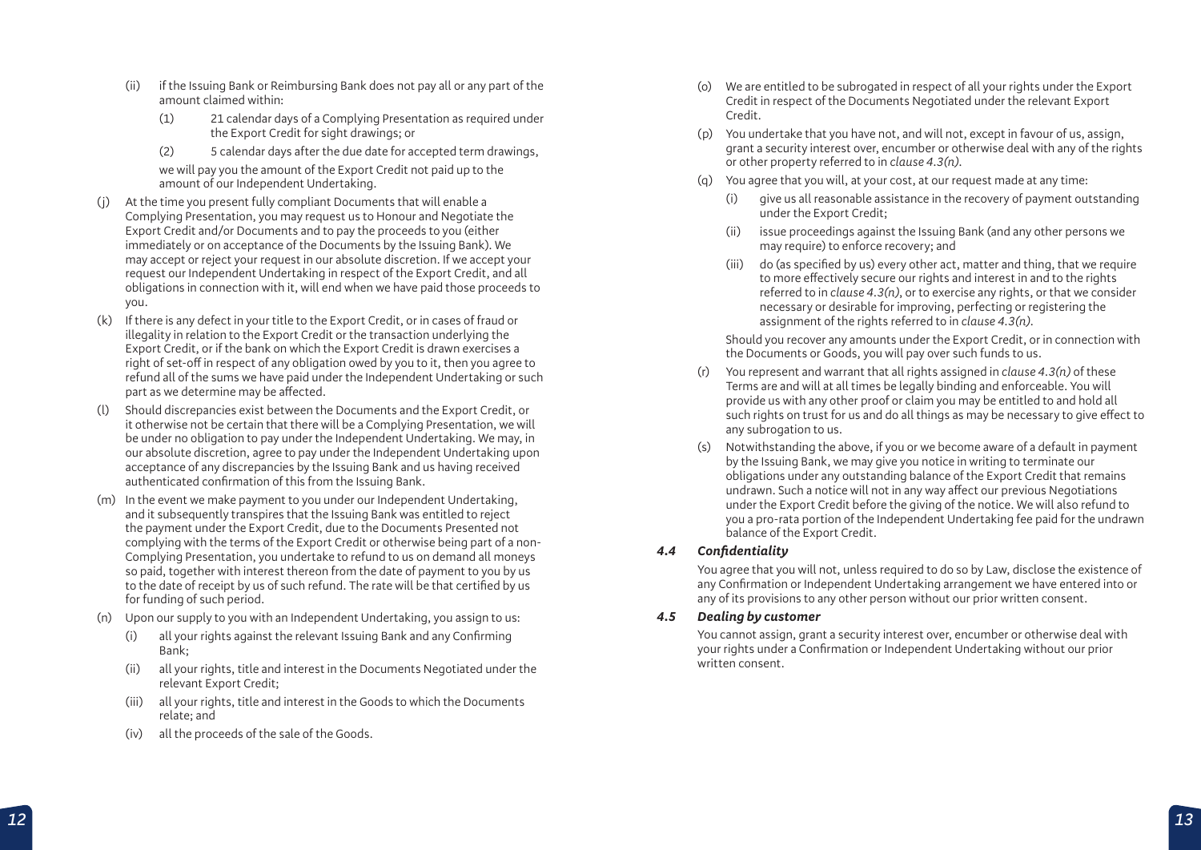(ii) if the Issuing Bank or Reimbursing Bank does not pay all or any part of the amount claimed within:

(1) 21 calendar days of a Complying Presentation as required under the Export Credit for sight drawings; or

(2) 5 calendar days after the due date for accepted term drawings,

we will pay you the amount of the Export Credit not paid up to the amount of our Independent Undertaking.

(j) At the time you present fully compliant Documents that will enable a Complying Presentation, you may request us to Honour and Negotiate the Export Credit and/or Documents and to pay the proceeds to you (either immediately or on acceptance of the Documents by the Issuing Bank). We may accept or reject your request in our absolute discretion. If we accept your request our Independent Undertaking in respect of the Export Credit, and all obligations in connection with it, will end when we have paid those proceeds to you.

(k) If there is any defect in your title to the Export Credit, or in cases of fraud or illegality in relation to the Export Credit or the transaction underlying the Export Credit, or if the bank on which the Export Credit is drawn exercises a right of set-off in respect of any obligation owed by you to it, then you agree to refund all of the sums we have paid under the Independent Undertaking or such part as we determine may be affected.

(l) Should discrepancies exist between the Documents and the Export Credit, or it otherwise not be certain that there will be a Complying Presentation, we will be under no obligation to pay under the Independent Undertaking. We may, in our absolute discretion, agree to pay under the Independent Undertaking upon acceptance of any discrepancies by the Issuing Bank and us having received authenticated confirmation of this from the Issuing Bank.

(m) In the event we make payment to you under our Independent Undertaking, and it subsequently transpires that the Issuing Bank was entitled to reject the payment under the Export Credit, due to the Documents Presented not complying with the terms of the Export Credit or otherwise being part of a non-Complying Presentation, you undertake to refund to us on demand all moneys so paid, together with interest thereon from the date of payment to you by us to the date of receipt by us of such refund. The rate will be that certified by us for funding of such period.

(n) Upon our supply to you with an Independent Undertaking, you assign to us:

(i) all your rights against the relevant Issuing Bank and any Confirming Bank;

(ii) all your rights, title and interest in the Documents Negotiated under the relevant Export Credit;

(iii) all your rights, title and interest in the Goods to which the Documents relate; and

(iv) all the proceeds of the sale of the Goods.

(o) We are entitled to be subrogated in respect of all your rights under the Export Credit in respect of the Documents Negotiated under the relevant Export Credit.

(p) You undertake that you have not, and will not, except in favour of us, assign, grant a security interest over, encumber or otherwise deal with any of the rights or other property referred to in *clause 4.3(n)*.

(q) You agree that you will, at your cost, at our request made at any time:

(i) give us all reasonable assistance in the recovery of payment outstanding under the Export Credit;

(ii) issue proceedings against the Issuing Bank (and any other persons we may require) to enforce recovery; and

(iii) do (as specified by us) every other act, matter and thing, that we require to more effectively secure our rights and interest in and to the rights referred to in *clause 4.3(n)*, or to exercise any rights, or that we consider necessary or desirable for improving, perfecting or registering the assignment of the rights referred to in *clause 4.3(n)*.

Should you recover any amounts under the Export Credit, or in connection with the Documents or Goods, you will pay over such funds to us.

(r) You represent and warrant that all rights assigned in *clause 4.3(n)* of these Terms are and will at all times be legally binding and enforceable. You will provide us with any other proof or claim you may be entitled to and hold all such rights on trust for us and do all things as may be necessary to give effect to any subrogation to us.

(s) Notwithstanding the above, if you or we become aware of a default in payment by the Issuing Bank, we may give you notice in writing to terminate our obligations under any outstanding balance of the Export Credit that remains undrawn. Such a notice will not in any way affect our previous Negotiations under the Export Credit before the giving of the notice. We will also refund to you a pro-rata portion of the Independent Undertaking fee paid for the undrawn balance of the Export Credit.

### *4.4 Confidentiality*

You agree that you will not, unless required to do so by Law, disclose the existence of any Confirmation or Independent Undertaking arrangement we have entered into or any of its provisions to any other person without our prior written consent.

### *4.5 Dealing by customer*

You cannot assign, grant a security interest over, encumber or otherwise deal with your rights under a Confirmation or Independent Undertaking without our prior written consent.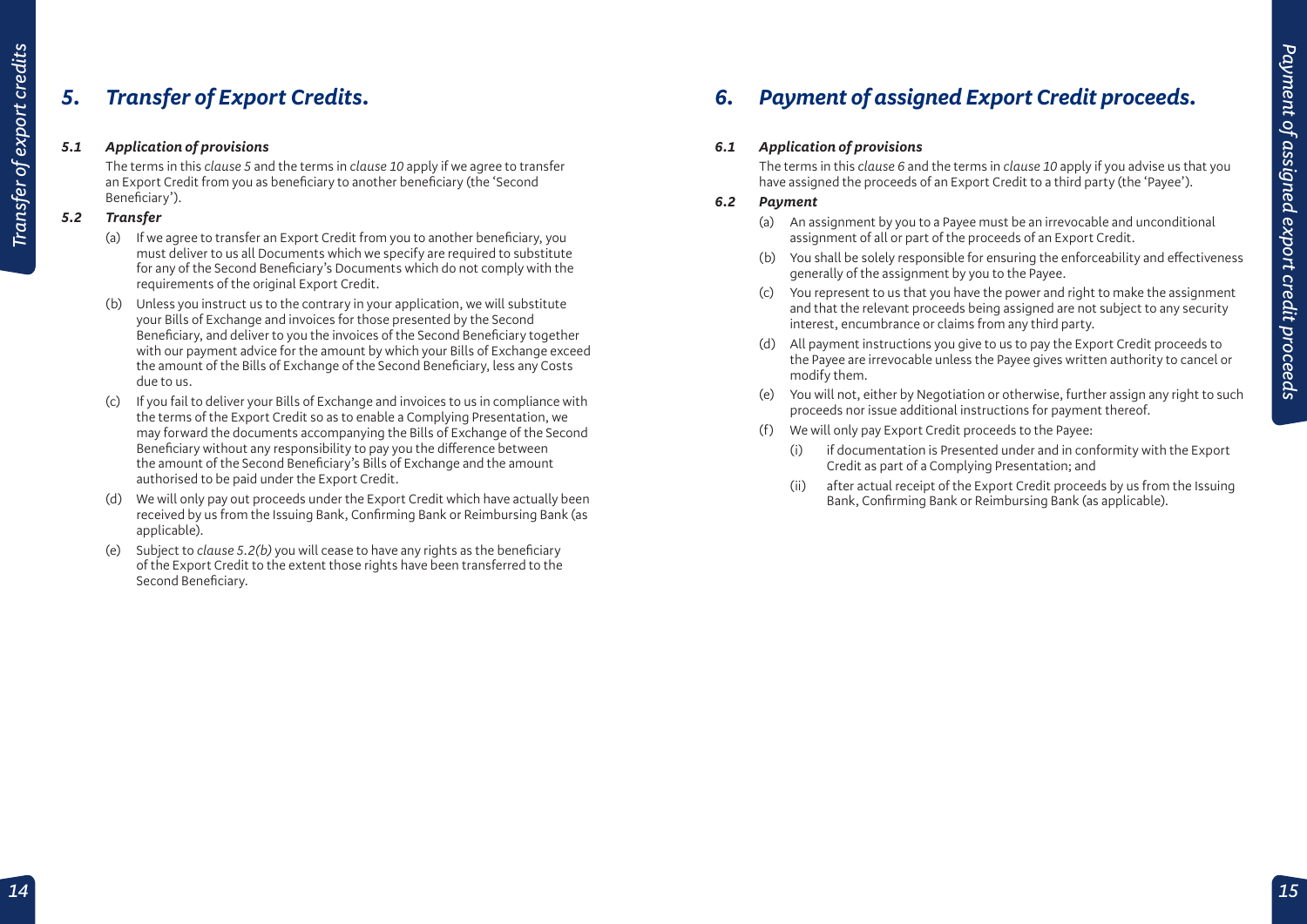## 5. *Transfer of Export Credits.*

### *5.1 Application of provisions*

The terms in this *clause 5* and the terms in *clause 10* apply if we agree to transfer an Export Credit from you as beneficiary to another beneficiary (the 'Second Beneficiary').

### *5.2 Transfer*

(a) If we agree to transfer an Export Credit from you to another beneficiary, you must deliver to us all Documents which we specify are required to substitute for any of the Second Beneficiary's Documents which do not comply with the requirements of the original Export Credit.

(b) Unless you instruct us to the contrary in your application, we will substitute your Bills of Exchange and invoices for those presented by the Second Beneficiary, and deliver to you the invoices of the Second Beneficiary together with our payment advice for the amount by which your Bills of Exchange exceed the amount of the Bills of Exchange of the Second Beneficiary, less any Costs due to us.

(c) If you fail to deliver your Bills of Exchange and invoices to us in compliance with the terms of the Export Credit so as to enable a Complying Presentation, we may forward the documents accompanying the Bills of Exchange of the Second Beneficiary without any responsibility to pay you the difference between the amount of the Second Beneficiary's Bills of Exchange and the amount authorised to be paid under the Export Credit.

(d) We will only pay out proceeds under the Export Credit which have actually been received by us from the Issuing Bank, Confirming Bank or Reimbursing Bank (as applicable).

(e) Subject to *clause 5.2(b)* you will cease to have any rights as the beneficiary of the Export Credit to the extent those rights have been transferred to the Second Beneficiary.

## 6. *Payment of assigned Export Credit proceeds.*

### *6.1 Application of provisions*

The terms in this *clause 6* and the terms in *clause 10* apply if you advise us that you have assigned the proceeds of an Export Credit to a third party (the 'Payee').

### *6.2 Payment*

(a) An assignment by you to a Payee must be an irrevocable and unconditional assignment of all or part of the proceeds of an Export Credit.

(b) You shall be solely responsible for ensuring the enforceability and effectiveness generally of the assignment by you to the Payee.

(c) You represent to us that you have the power and right to make the assignment and that the relevant proceeds being assigned are not subject to any security interest, encumbrance or claims from any third party.

(d) All payment instructions you give to us to pay the Export Credit proceeds to the Payee are irrevocable unless the Payee gives written authority to cancel or modify them.

(e) You will not, either by Negotiation or otherwise, further assign any right to such proceeds nor issue additional instructions for payment thereof.

(f) We will only pay Export Credit proceeds to the Payee:

  (i) if documentation is Presented under and in conformity with the Export Credit as part of a Complying Presentation; and

  (ii) after actual receipt of the Export Credit proceeds by us from the Issuing Bank, Confirming Bank or Reimbursing Bank (as applicable).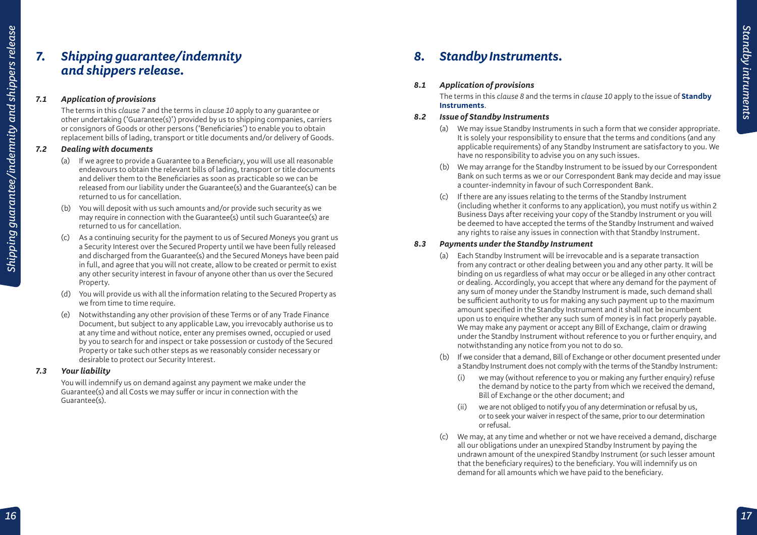## 7. Shipping guarantee/indemnity and shippers release.

### 7.1 Application of provisions

The terms in this *clause 7* and the terms in *clause 10* apply to any guarantee or other undertaking ('Guarantee(s)') provided by us to shipping companies, carriers or consignors of Goods or other persons ('Beneficiaries') to enable you to obtain replacement bills of lading, transport or title documents and/or delivery of Goods.

### 7.2 Dealing with documents

(a) If we agree to provide a Guarantee to a Beneficiary, you will use all reasonable endeavours to obtain the relevant bills of lading, transport or title documents and deliver them to the Beneficiaries as soon as practicable so we can be released from our liability under the Guarantee(s) and the Guarantee(s) can be returned to us for cancellation.

(b) You will deposit with us such amounts and/or provide such security as we may require in connection with the Guarantee(s) until such Guarantee(s) are returned to us for cancellation.

(c) As a continuing security for the payment to us of Secured Moneys you grant us a Security Interest over the Secured Property until we have been fully released and discharged from the Guarantee(s) and the Secured Moneys have been paid in full, and agree that you will not create, allow to be created or permit to exist any other security interest in favour of anyone other than us over the Secured Property.

(d) You will provide us with all the information relating to the Secured Property as we from time to time require.

(e) Notwithstanding any other provision of these Terms or of any Trade Finance Document, but subject to any applicable Law, you irrevocably authorise us to at any time and without notice, enter any premises owned, occupied or used by you to search for and inspect or take possession or custody of the Secured Property or take such other steps as we reasonably consider necessary or desirable to protect our Security Interest.

### 7.3 Your liability

You will indemnify us on demand against any payment we make under the Guarantee(s) and all Costs we may suffer or incur in connection with the Guarantee(s).

## 8. Standby Instruments.

### 8.1 Application of provisions

The terms in this *clause 8* and the terms in *clause 10* apply to the issue of **Standby Instruments**.

### 8.2 Issue of Standby Instruments

(a) We may issue Standby Instruments in such a form that we consider appropriate. It is solely your responsibility to ensure that the terms and conditions (and any applicable requirements) of any Standby Instrument are satisfactory to you. We have no responsibility to advise you on any such issues.

(b) We may arrange for the Standby Instrument to be issued by our Correspondent Bank on such terms as we or our Correspondent Bank may decide and may issue a counter-indemnity in favour of such Correspondent Bank.

(c) If there are any issues relating to the terms of the Standby Instrument (including whether it conforms to any application), you must notify us within 2 Business Days after receiving your copy of the Standby Instrument or you will be deemed to have accepted the terms of the Standby Instrument and waived any rights to raise any issues in connection with that Standby Instrument.

### 8.3 Payments under the Standby Instrument

(a) Each Standby Instrument will be irrevocable and is a separate transaction from any contract or other dealing between you and any other party. It will be binding on us regardless of what may occur or be alleged in any other contract or dealing. Accordingly, you accept that where any demand for the payment of any sum of money under the Standby Instrument is made, such demand shall be sufficient authority to us for making any such payment up to the maximum amount specified in the Standby Instrument and it shall not be incumbent upon us to enquire whether any such sum of money is in fact properly payable. We may make any payment or accept any Bill of Exchange, claim or drawing under the Standby Instrument without reference to you or further enquiry, and notwithstanding any notice from you not to do so.

(b) If we consider that a demand, Bill of Exchange or other document presented under a Standby Instrument does not comply with the terms of the Standby Instrument:

  (i) we may (without reference to you or making any further enquiry) refuse the demand by notice to the party from which we received the demand, Bill of Exchange or the other document; and

  (ii) we are not obliged to notify you of any determination or refusal by us, or to seek your waiver in respect of the same, prior to our determination or refusal.

(c) We may, at any time and whether or not we have received a demand, discharge all our obligations under an unexpired Standby Instrument by paying the undrawn amount of the unexpired Standby Instrument (or such lesser amount that the beneficiary requires) to the beneficiary. You will indemnify us on demand for all amounts which we have paid to the beneficiary.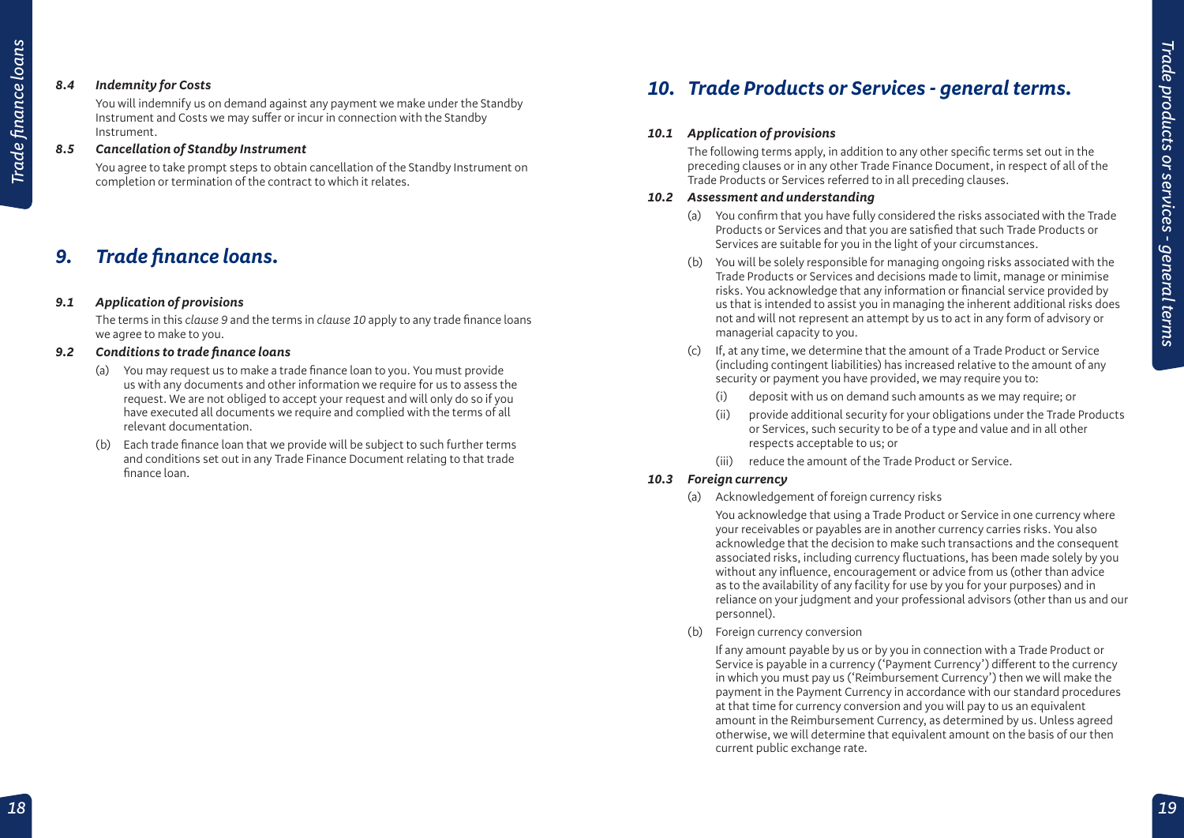### *8.4 Indemnity for Costs*

You will indemnify us on demand against any payment we make under the Standby Instrument and Costs we may suffer or incur in connection with the Standby Instrument.

### *8.5 Cancellation of Standby Instrument*

You agree to take prompt steps to obtain cancellation of the Standby Instrument on completion or termination of the contract to which it relates.

## *9. Trade finance loans.*

### *9.1 Application of provisions*

The terms in this *clause 9* and the terms in *clause 10* apply to any trade finance loans we agree to make to you.

### *9.2 Conditions to trade finance loans*

(a) You may request us to make a trade finance loan to you. You must provide us with any documents and other information we require for us to assess the request. We are not obliged to accept your request and will only do so if you have executed all documents we require and complied with the terms of all relevant documentation.

(b) Each trade finance loan that we provide will be subject to such further terms and conditions set out in any Trade Finance Document relating to that trade finance loan.

## *10. Trade Products or Services - general terms.*

### *10.1 Application of provisions*

The following terms apply, in addition to any other specific terms set out in the preceding clauses or in any other Trade Finance Document, in respect of all of the Trade Products or Services referred to in all preceding clauses.

### *10.2 Assessment and understanding*

(a) You confirm that you have fully considered the risks associated with the Trade Products or Services and that you are satisfied that such Trade Products or Services are suitable for you in the light of your circumstances.

(b) You will be solely responsible for managing ongoing risks associated with the Trade Products or Services and decisions made to limit, manage or minimise risks. You acknowledge that any information or financial service provided by us that is intended to assist you in managing the inherent additional risks does not and will not represent an attempt by us to act in any form of advisory or managerial capacity to you.

(c) If, at any time, we determine that the amount of a Trade Product or Service (including contingent liabilities) has increased relative to the amount of any security or payment you have provided, we may require you to:

(i) deposit with us on demand such amounts as we may require; or

(ii) provide additional security for your obligations under the Trade Products or Services, such security to be of a type and value and in all other respects acceptable to us; or

(iii) reduce the amount of the Trade Product or Service.

### *10.3 Foreign currency*

(a) Acknowledgement of foreign currency risks

You acknowledge that using a Trade Product or Service in one currency where your receivables or payables are in another currency carries risks. You also acknowledge that the decision to make such transactions and the consequent associated risks, including currency fluctuations, has been made solely by you without any influence, encouragement or advice from us (other than advice as to the availability of any facility for use by you for your purposes) and in reliance on your judgment and your professional advisors (other than us and our personnel).

(b) Foreign currency conversion

If any amount payable by us or by you in connection with a Trade Product or Service is payable in a currency ('Payment Currency') different to the currency in which you must pay us ('Reimbursement Currency') then we will make the payment in the Payment Currency in accordance with our standard procedures at that time for currency conversion and you will pay to us an equivalent amount in the Reimbursement Currency, as determined by us. Unless agreed otherwise, we will determine that equivalent amount on the basis of our then current public exchange rate.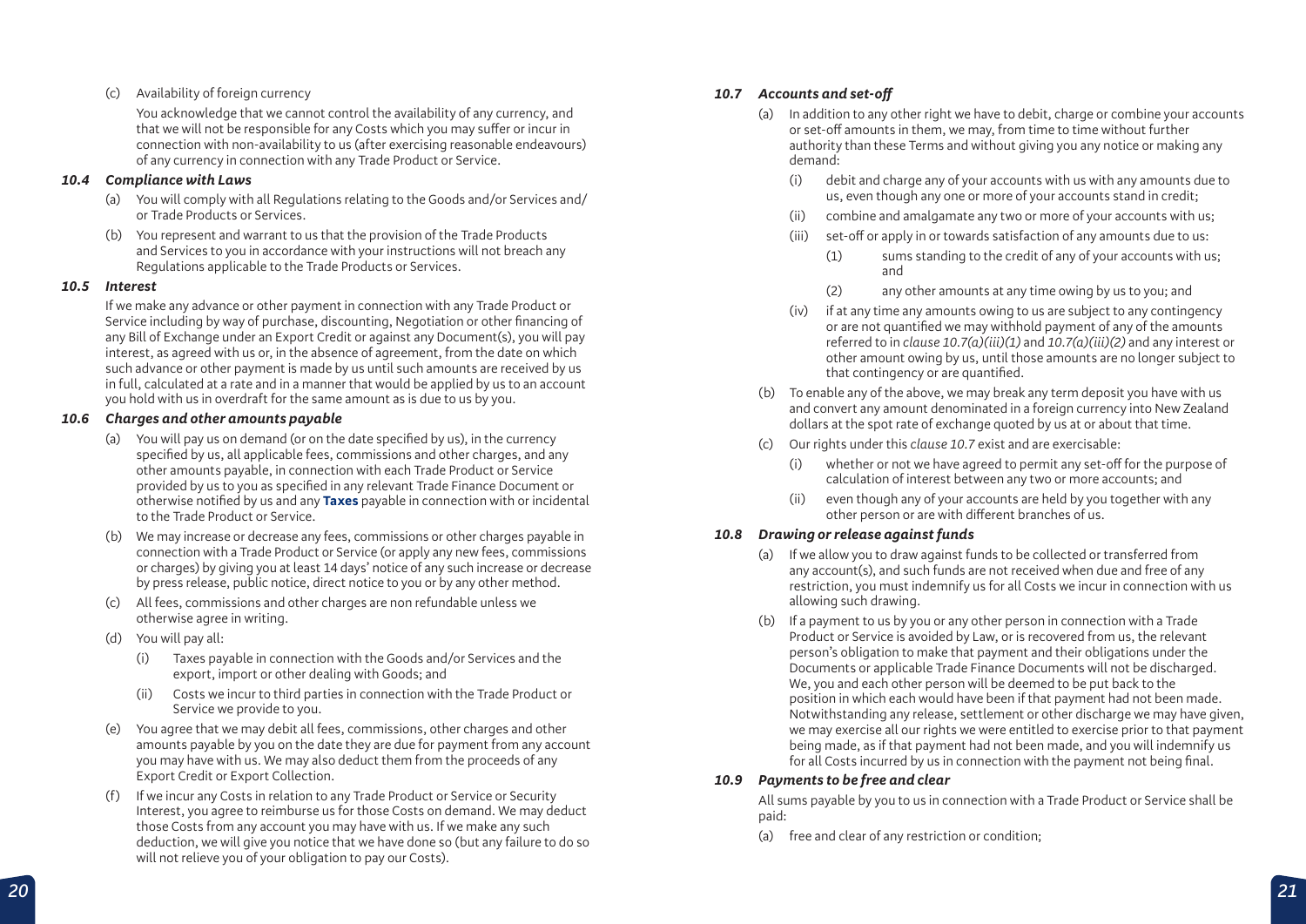(c) Availability of foreign currency

You acknowledge that we cannot control the availability of any currency, and that we will not be responsible for any Costs which you may suffer or incur in connection with non-availability to us (after exercising reasonable endeavours) of any currency in connection with any Trade Product or Service.

### *10.4 Compliance with Laws*

(a) You will comply with all Regulations relating to the Goods and/or Services and/or Trade Products or Services.

(b) You represent and warrant to us that the provision of the Trade Products and Services to you in accordance with your instructions will not breach any Regulations applicable to the Trade Products or Services.

### *10.5 Interest*

If we make any advance or other payment in connection with any Trade Product or Service including by way of purchase, discounting, Negotiation or other financing of any Bill of Exchange under an Export Credit or against any Document(s), you will pay interest, as agreed with us or, in the absence of agreement, from the date on which such advance or other payment is made by us until such amounts are received by us in full, calculated at a rate and in a manner that would be applied by us to an account you hold with us in overdraft for the same amount as is due to us by you.

### *10.6 Charges and other amounts payable*

(a) You will pay us on demand (or on the date specified by us), in the currency specified by us, all applicable fees, commissions and other charges, and any other amounts payable, in connection with each Trade Product or Service provided by us to you as specified in any relevant Trade Finance Document or otherwise notified by us and any **Taxes** payable in connection with or incidental to the Trade Product or Service.

(b) We may increase or decrease any fees, commissions or other charges payable in connection with a Trade Product or Service (or apply any new fees, commissions or charges) by giving you at least 14 days' notice of any such increase or decrease by press release, public notice, direct notice to you or by any other method.

(c) All fees, commissions and other charges are non refundable unless we otherwise agree in writing.

(d) You will pay all:

(i) Taxes payable in connection with the Goods and/or Services and the export, import or other dealing with Goods; and

(ii) Costs we incur to third parties in connection with the Trade Product or Service we provide to you.

(e) You agree that we may debit all fees, commissions, other charges and other amounts payable by you on the date they are due for payment from any account you may have with us. We may also deduct them from the proceeds of any Export Credit or Export Collection.

(f) If we incur any Costs in relation to any Trade Product or Service or Security Interest, you agree to reimburse us for those Costs on demand. We may deduct those Costs from any account you may have with us. If we make any such deduction, we will give you notice that we have done so (but any failure to do so will not relieve you of your obligation to pay our Costs).

### *10.7 Accounts and set-off*

(a) In addition to any other right we have to debit, charge or combine your accounts or set-off amounts in them, we may, from time to time without further authority than these Terms and without giving you any notice or making any demand:

(i) debit and charge any of your accounts with us with any amounts due to us, even though any one or more of your accounts stand in credit;

(ii) combine and amalgamate any two or more of your accounts with us;

(iii) set-off or apply in or towards satisfaction of any amounts due to us:

(1) sums standing to the credit of any of your accounts with us; and

(2) any other amounts at any time owing by us to you; and

(iv) if at any time any amounts owing to us are subject to any contingency or are not quantified we may withhold payment of any of the amounts referred to in *clause 10.7(a)(iii)(1)* and *10.7(a)(iii)(2)* and any interest or other amount owing by us, until those amounts are no longer subject to that contingency or are quantified.

(b) To enable any of the above, we may break any term deposit you have with us and convert any amount denominated in a foreign currency into New Zealand dollars at the spot rate of exchange quoted by us at or about that time.

(c) Our rights under this *clause 10.7* exist and are exercisable:

(i) whether or not we have agreed to permit any set-off for the purpose of calculation of interest between any two or more accounts; and

(ii) even though any of your accounts are held by you together with any other person or are with different branches of us.

### *10.8 Drawing or release against funds*

(a) If we allow you to draw against funds to be collected or transferred from any account(s), and such funds are not received when due and free of any restriction, you must indemnify us for all Costs we incur in connection with us allowing such drawing.

(b) If a payment to us by you or any other person in connection with a Trade Product or Service is avoided by Law, or is recovered from us, the relevant person's obligation to make that payment and their obligations under the Documents or applicable Trade Finance Documents will not be discharged. We, you and each other person will be deemed to be put back to the position in which each would have been if that payment had not been made. Notwithstanding any release, settlement or other discharge we may have given, we may exercise all our rights we were entitled to exercise prior to that payment being made, as if that payment had not been made, and you will indemnify us for all Costs incurred by us in connection with the payment not being final.

### *10.9 Payments to be free and clear*

All sums payable by you to us in connection with a Trade Product or Service shall be paid:

(a) free and clear of any restriction or condition;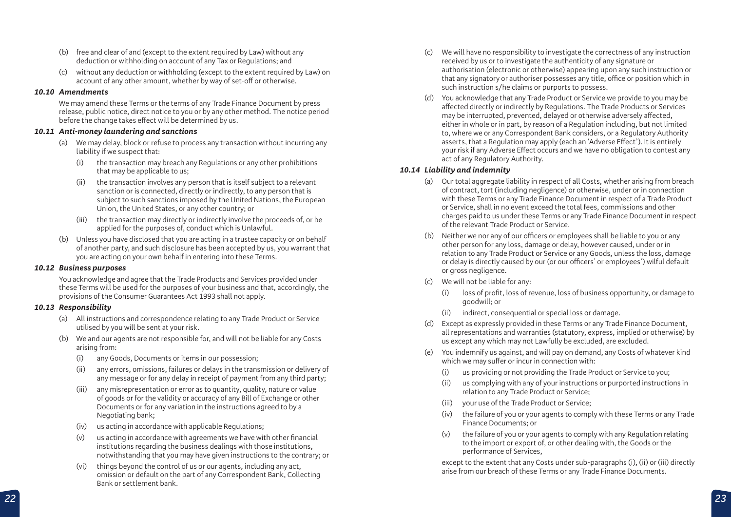(b) free and clear of and (except to the extent required by Law) without any deduction or withholding on account of any Tax or Regulations; and

(c) without any deduction or withholding (except to the extent required by Law) on account of any other amount, whether by way of set-off or otherwise.

### *10.10 Amendments*

We may amend these Terms or the terms of any Trade Finance Document by press release, public notice, direct notice to you or by any other method. The notice period before the change takes effect will be determined by us.

### *10.11 Anti-money laundering and sanctions*

(a) We may delay, block or refuse to process any transaction without incurring any liability if we suspect that:

  (i) the transaction may breach any Regulations or any other prohibitions that may be applicable to us;

  (ii) the transaction involves any person that is itself subject to a relevant sanction or is connected, directly or indirectly, to any person that is subject to such sanctions imposed by the United Nations, the European Union, the United States, or any other country; or

  (iii) the transaction may directly or indirectly involve the proceeds of, or be applied for the purposes of, conduct which is Unlawful.

(b) Unless you have disclosed that you are acting in a trustee capacity or on behalf of another party, and such disclosure has been accepted by us, you warrant that you are acting on your own behalf in entering into these Terms.

### *10.12 Business purposes*

You acknowledge and agree that the Trade Products and Services provided under these Terms will be used for the purposes of your business and that, accordingly, the provisions of the Consumer Guarantees Act 1993 shall not apply.

### *10.13 Responsibility*

(a) All instructions and correspondence relating to any Trade Product or Service utilised by you will be sent at your risk.

(b) We and our agents are not responsible for, and will not be liable for any Costs arising from:

  (i) any Goods, Documents or items in our possession;

  (ii) any errors, omissions, failures or delays in the transmission or delivery of any message or for any delay in receipt of payment from any third party;

  (iii) any misrepresentation or error as to quantity, quality, nature or value of goods or for the validity or accuracy of any Bill of Exchange or other Documents or for any variation in the instructions agreed to by a Negotiating bank;

  (iv) us acting in accordance with applicable Regulations;

  (v) us acting in accordance with agreements we have with other financial institutions regarding the business dealings with those institutions, notwithstanding that you may have given instructions to the contrary; or

  (vi) things beyond the control of us or our agents, including any act, omission or default on the part of any Correspondent Bank, Collecting Bank or settlement bank.

(c) We will have no responsibility to investigate the correctness of any instruction received by us or to investigate the authenticity of any signature or authorisation (electronic or otherwise) appearing upon any such instruction or that any signatory or authoriser possesses any title, office or position which in such instruction s/he claims or purports to possess.

(d) You acknowledge that any Trade Product or Service we provide to you may be affected directly or indirectly by Regulations. The Trade Products or Services may be interrupted, prevented, delayed or otherwise adversely affected, either in whole or in part, by reason of a Regulation including, but not limited to, where we or any Correspondent Bank considers, or a Regulatory Authority asserts, that a Regulation may apply (each an 'Adverse Effect'). It is entirely your risk if any Adverse Effect occurs and we have no obligation to contest any act of any Regulatory Authority.

### *10.14 Liability and indemnity*

(a) Our total aggregate liability in respect of all Costs, whether arising from breach of contract, tort (including negligence) or otherwise, under or in connection with these Terms or any Trade Finance Document in respect of a Trade Product or Service, shall in no event exceed the total fees, commissions and other charges paid to us under these Terms or any Trade Finance Document in respect of the relevant Trade Product or Service.

(b) Neither we nor any of our officers or employees shall be liable to you or any other person for any loss, damage or delay, however caused, under or in relation to any Trade Product or Service or any Goods, unless the loss, damage or delay is directly caused by our (or our officers' or employees') wilful default or gross negligence.

(c) We will not be liable for any:

  (i) loss of profit, loss of revenue, loss of business opportunity, or damage to goodwill; or

  (ii) indirect, consequential or special loss or damage.

(d) Except as expressly provided in these Terms or any Trade Finance Document, all representations and warranties (statutory, express, implied or otherwise) by us except any which may not Lawfully be excluded, are excluded.

(e) You indemnify us against, and will pay on demand, any Costs of whatever kind which we may suffer or incur in connection with:

  (i) us providing or not providing the Trade Product or Service to you;

  (ii) us complying with any of your instructions or purported instructions in relation to any Trade Product or Service;

  (iii) your use of the Trade Product or Service;

  (iv) the failure of you or your agents to comply with these Terms or any Trade Finance Documents; or

  (v) the failure of you or your agents to comply with any Regulation relating to the import or export of, or other dealing with, the Goods or the performance of Services,

except to the extent that any Costs under sub-paragraphs (i), (ii) or (iii) directly arise from our breach of these Terms or any Trade Finance Documents.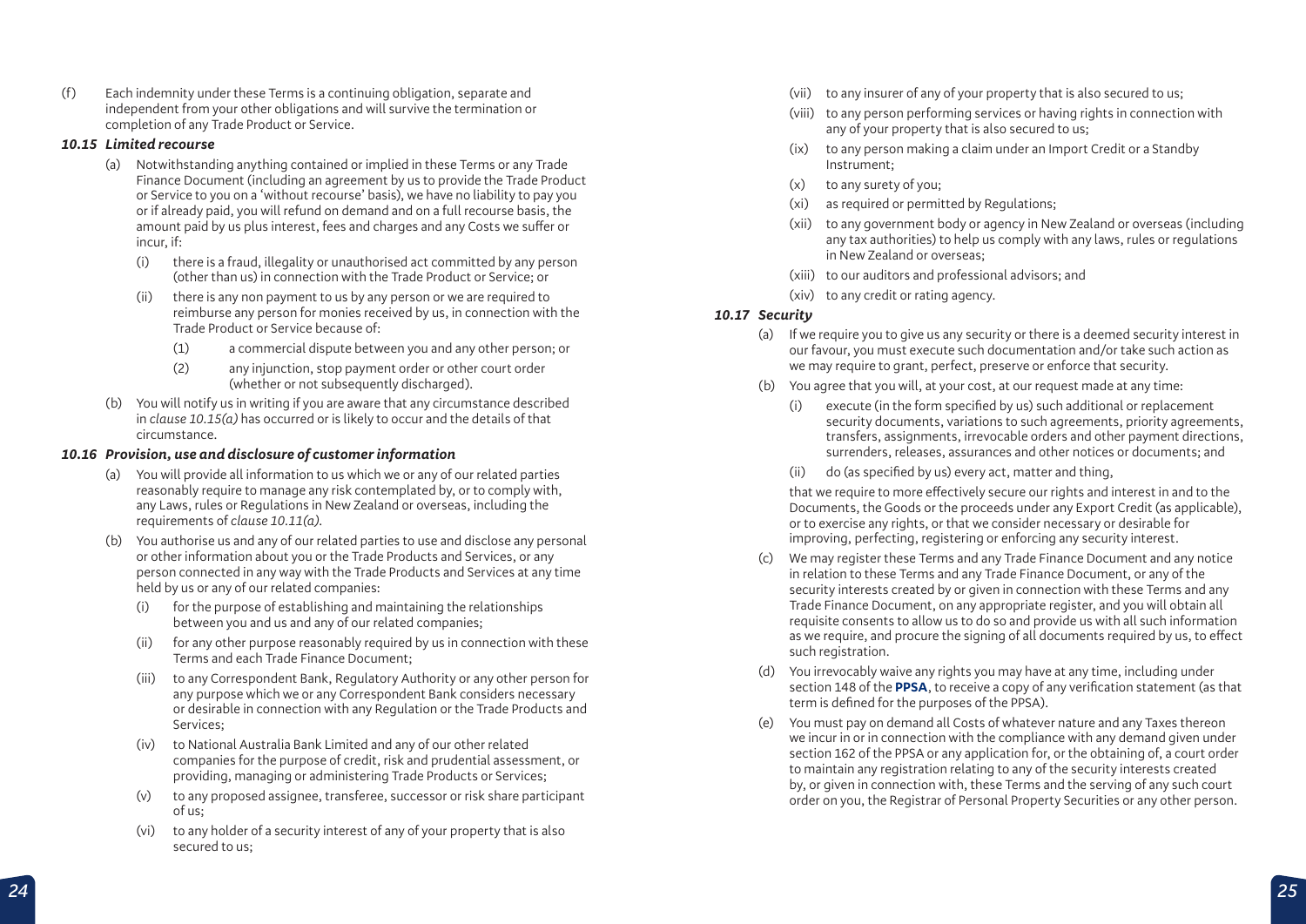(f) Each indemnity under these Terms is a continuing obligation, separate and independent from your other obligations and will survive the termination or completion of any Trade Product or Service.

***10.15 Limited recourse***

(a) Notwithstanding anything contained or implied in these Terms or any Trade Finance Document (including an agreement by us to provide the Trade Product or Service to you on a 'without recourse' basis), we have no liability to pay you or if already paid, you will refund on demand and on a full recourse basis, the amount paid by us plus interest, fees and charges and any Costs we suffer or incur, if:

   (i) there is a fraud, illegality or unauthorised act committed by any person (other than us) in connection with the Trade Product or Service; or

   (ii) there is any non payment to us by any person or we are required to reimburse any person for monies received by us, in connection with the Trade Product or Service because of:

      (1) a commercial dispute between you and any other person; or

      (2) any injunction, stop payment order or other court order (whether or not subsequently discharged).

(b) You will notify us in writing if you are aware that any circumstance described in *clause 10.15(a)* has occurred or is likely to occur and the details of that circumstance.

***10.16 Provision, use and disclosure of customer information***

(a) You will provide all information to us which we or any of our related parties reasonably require to manage any risk contemplated by, or to comply with, any Laws, rules or Regulations in New Zealand or overseas, including the requirements of *clause 10.11(a)*.

(b) You authorise us and any of our related parties to use and disclose any personal or other information about you or the Trade Products and Services, or any person connected in any way with the Trade Products and Services at any time held by us or any of our related companies:

   (i) for the purpose of establishing and maintaining the relationships between you and us and any of our related companies;

   (ii) for any other purpose reasonably required by us in connection with these Terms and each Trade Finance Document;

   (iii) to any Correspondent Bank, Regulatory Authority or any other person for any purpose which we or any Correspondent Bank considers necessary or desirable in connection with any Regulation or the Trade Products and Services;

   (iv) to National Australia Bank Limited and any of our other related companies for the purpose of credit, risk and prudential assessment, or providing, managing or administering Trade Products or Services;

   (v) to any proposed assignee, transferee, successor or risk share participant of us;

   (vi) to any holder of a security interest of any of your property that is also secured to us;

   (vii) to any insurer of any of your property that is also secured to us;

   (viii) to any person performing services or having rights in connection with any of your property that is also secured to us;

   (ix) to any person making a claim under an Import Credit or a Standby Instrument;

   (x) to any surety of you;

   (xi) as required or permitted by Regulations;

   (xii) to any government body or agency in New Zealand or overseas (including any tax authorities) to help us comply with any laws, rules or regulations in New Zealand or overseas;

   (xiii) to our auditors and professional advisors; and

   (xiv) to any credit or rating agency.

***10.17 Security***

(a) If we require you to give us any security or there is a deemed security interest in our favour, you must execute such documentation and/or take such action as we may require to grant, perfect, preserve or enforce that security.

(b) You agree that you will, at your cost, at our request made at any time:

   (i) execute (in the form specified by us) such additional or replacement security documents, variations to such agreements, priority agreements, transfers, assignments, irrevocable orders and other payment directions, surrenders, releases, assurances and other notices or documents; and

   (ii) do (as specified by us) every act, matter and thing,

   that we require to more effectively secure our rights and interest in and to the Documents, the Goods or the proceeds under any Export Credit (as applicable), or to exercise any rights, or that we consider necessary or desirable for improving, perfecting, registering or enforcing any security interest.

(c) We may register these Terms and any Trade Finance Document and any notice in relation to these Terms and any Trade Finance Document, or any of the security interests created by or given in connection with these Terms and any Trade Finance Document, on any appropriate register, and you will obtain all requisite consents to allow us to do so and provide us with all such information as we require, and procure the signing of all documents required by us, to effect such registration.

(d) You irrevocably waive any rights you may have at any time, including under section 148 of the **PPSA**, to receive a copy of any verification statement (as that term is defined for the purposes of the PPSA).

(e) You must pay on demand all Costs of whatever nature and any Taxes thereon we incur in or in connection with the compliance with any demand given under section 162 of the PPSA or any application for, or the obtaining of, a court order to maintain any registration relating to any of the security interests created by, or given in connection with, these Terms and the serving of any such court order on you, the Registrar of Personal Property Securities or any other person.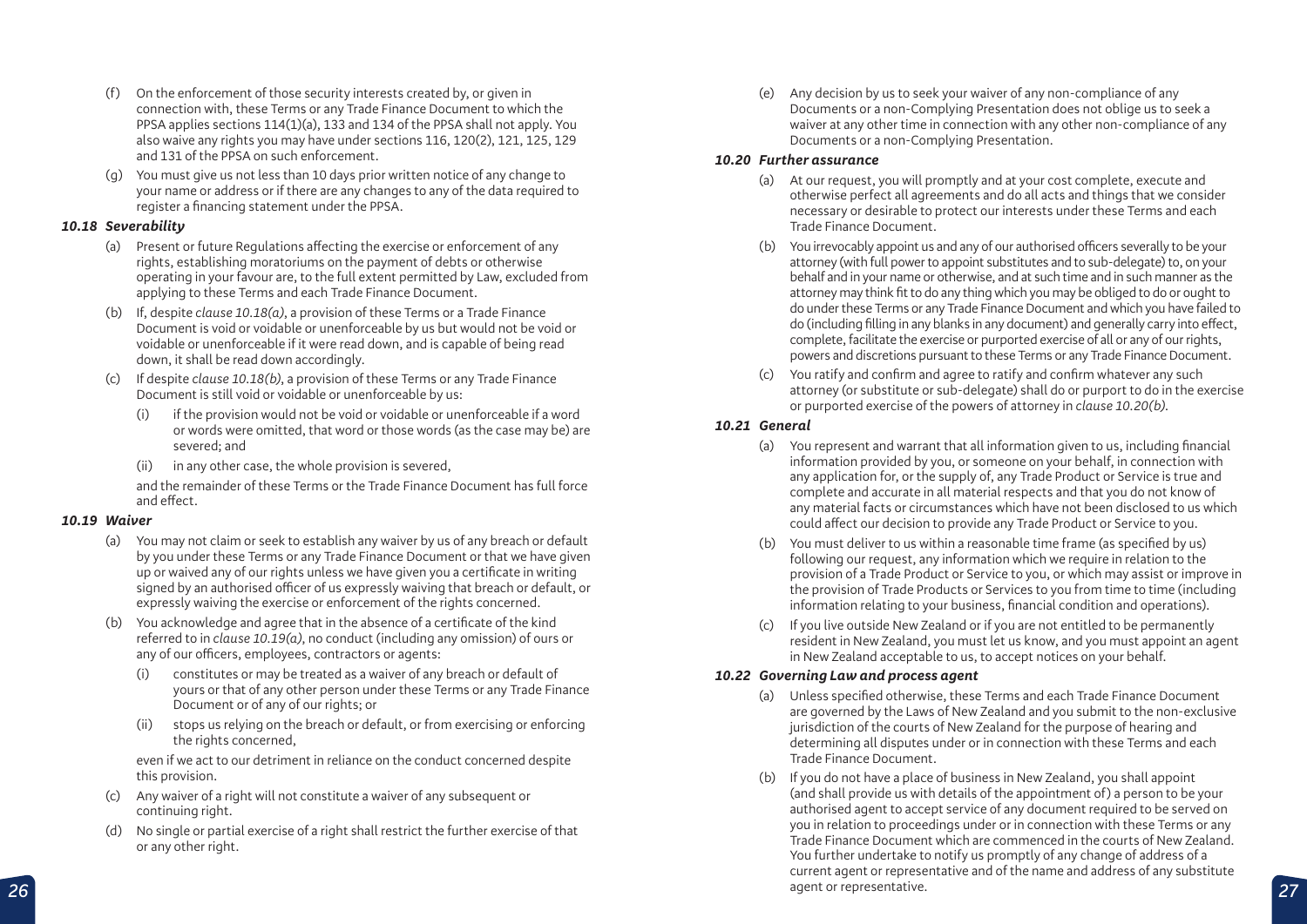(f) On the enforcement of those security interests created by, or given in connection with, these Terms or any Trade Finance Document to which the PPSA applies sections 114(1)(a), 133 and 134 of the PPSA shall not apply. You also waive any rights you may have under sections 116, 120(2), 121, 125, 129 and 131 of the PPSA on such enforcement.

(g) You must give us not less than 10 days prior written notice of any change to your name or address or if there are any changes to any of the data required to register a financing statement under the PPSA.

### *10.18 Severability*

(a) Present or future Regulations affecting the exercise or enforcement of any rights, establishing moratoriums on the payment of debts or otherwise operating in your favour are, to the full extent permitted by Law, excluded from applying to these Terms and each Trade Finance Document.

(b) If, despite *clause 10.18(a)*, a provision of these Terms or a Trade Finance Document is void or voidable or unenforceable by us but would not be void or voidable or unenforceable if it were read down, and is capable of being read down, it shall be read down accordingly.

(c) If despite *clause 10.18(b)*, a provision of these Terms or any Trade Finance Document is still void or voidable or unenforceable by us:

(i) if the provision would not be void or voidable or unenforceable if a word or words were omitted, that word or those words (as the case may be) are severed; and

(ii) in any other case, the whole provision is severed,

and the remainder of these Terms or the Trade Finance Document has full force and effect.

### *10.19 Waiver*

(a) You may not claim or seek to establish any waiver by us of any breach or default by you under these Terms or any Trade Finance Document or that we have given up or waived any of our rights unless we have given you a certificate in writing signed by an authorised officer of us expressly waiving that breach or default, or expressly waiving the exercise or enforcement of the rights concerned.

(b) You acknowledge and agree that in the absence of a certificate of the kind referred to in *clause 10.19(a)*, no conduct (including any omission) of ours or any of our officers, employees, contractors or agents:

(i) constitutes or may be treated as a waiver of any breach or default of yours or that of any other person under these Terms or any Trade Finance Document or of any of our rights; or

(ii) stops us relying on the breach or default, or from exercising or enforcing the rights concerned,

even if we act to our detriment in reliance on the conduct concerned despite this provision.

(c) Any waiver of a right will not constitute a waiver of any subsequent or continuing right.

(d) No single or partial exercise of a right shall restrict the further exercise of that or any other right.

(e) Any decision by us to seek your waiver of any non-compliance of any Documents or a non-Complying Presentation does not oblige us to seek a waiver at any other time in connection with any other non-compliance of any Documents or a non-Complying Presentation.

### *10.20 Further assurance*

(a) At our request, you will promptly and at your cost complete, execute and otherwise perfect all agreements and do all acts and things that we consider necessary or desirable to protect our interests under these Terms and each Trade Finance Document.

(b) You irrevocably appoint us and any of our authorised officers severally to be your attorney (with full power to appoint substitutes and to sub-delegate) to, on your behalf and in your name or otherwise, and at such time and in such manner as the attorney may think fit to do any thing which you may be obliged to do or ought to do under these Terms or any Trade Finance Document and which you have failed to do (including filling in any blanks in any document) and generally carry into effect, complete, facilitate the exercise or purported exercise of all or any of our rights, powers and discretions pursuant to these Terms or any Trade Finance Document.

(c) You ratify and confirm and agree to ratify and confirm whatever any such attorney (or substitute or sub-delegate) shall do or purport to do in the exercise or purported exercise of the powers of attorney in *clause 10.20(b)*.

### *10.21 General*

(a) You represent and warrant that all information given to us, including financial information provided by you, or someone on your behalf, in connection with any application for, or the supply of, any Trade Product or Service is true and complete and accurate in all material respects and that you do not know of any material facts or circumstances which have not been disclosed to us which could affect our decision to provide any Trade Product or Service to you.

(b) You must deliver to us within a reasonable time frame (as specified by us) following our request, any information which we require in relation to the provision of a Trade Product or Service to you, or which may assist or improve in the provision of Trade Products or Services to you from time to time (including information relating to your business, financial condition and operations).

(c) If you live outside New Zealand or if you are not entitled to be permanently resident in New Zealand, you must let us know, and you must appoint an agent in New Zealand acceptable to us, to accept notices on your behalf.

### *10.22 Governing Law and process agent*

(a) Unless specified otherwise, these Terms and each Trade Finance Document are governed by the Laws of New Zealand and you submit to the non-exclusive jurisdiction of the courts of New Zealand for the purpose of hearing and determining all disputes under or in connection with these Terms and each Trade Finance Document.

(b) If you do not have a place of business in New Zealand, you shall appoint (and shall provide us with details of the appointment of) a person to be your authorised agent to accept service of any document required to be served on you in relation to proceedings under or in connection with these Terms or any Trade Finance Document which are commenced in the courts of New Zealand. You further undertake to notify us promptly of any change of address of a current agent or representative and of the name and address of any substitute agent or representative.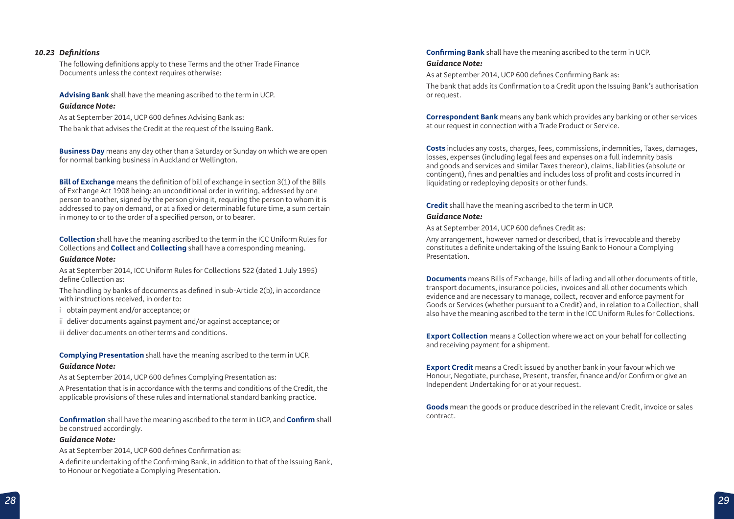### *10.23 Definitions*

The following definitions apply to these Terms and the other Trade Finance Documents unless the context requires otherwise:

**Advising Bank** shall have the meaning ascribed to the term in UCP.

***Guidance Note:***

As at September 2014, UCP 600 defines Advising Bank as:

The bank that advises the Credit at the request of the Issuing Bank.

**Business Day** means any day other than a Saturday or Sunday on which we are open for normal banking business in Auckland or Wellington.

**Bill of Exchange** means the definition of bill of exchange in section 3(1) of the Bills of Exchange Act 1908 being: an unconditional order in writing, addressed by one person to another, signed by the person giving it, requiring the person to whom it is addressed to pay on demand, or at a fixed or determinable future time, a sum certain in money to or to the order of a specified person, or to bearer.

**Collection** shall have the meaning ascribed to the term in the ICC Uniform Rules for Collections and **Collect** and **Collecting** shall have a corresponding meaning.

***Guidance Note:***

As at September 2014, ICC Uniform Rules for Collections 522 (dated 1 July 1995) define Collection as:

The handling by banks of documents as defined in sub-Article 2(b), in accordance with instructions received, in order to:

i obtain payment and/or acceptance; or

ii deliver documents against payment and/or against acceptance; or

iii deliver documents on other terms and conditions.

**Complying Presentation** shall have the meaning ascribed to the term in UCP.

***Guidance Note:***

As at September 2014, UCP 600 defines Complying Presentation as:

A Presentation that is in accordance with the terms and conditions of the Credit, the applicable provisions of these rules and international standard banking practice.

**Confirmation** shall have the meaning ascribed to the term in UCP, and **Confirm** shall be construed accordingly.

***Guidance Note:***

As at September 2014, UCP 600 defines Confirmation as:

A definite undertaking of the Confirming Bank, in addition to that of the Issuing Bank, to Honour or Negotiate a Complying Presentation.

**Confirming Bank** shall have the meaning ascribed to the term in UCP.

***Guidance Note:***

As at September 2014, UCP 600 defines Confirming Bank as:

The bank that adds its Confirmation to a Credit upon the Issuing Bank's authorisation or request.

**Correspondent Bank** means any bank which provides any banking or other services at our request in connection with a Trade Product or Service.

**Costs** includes any costs, charges, fees, commissions, indemnities, Taxes, damages, losses, expenses (including legal fees and expenses on a full indemnity basis and goods and services and similar Taxes thereon), claims, liabilities (absolute or contingent), fines and penalties and includes loss of profit and costs incurred in liquidating or redeploying deposits or other funds.

**Credit** shall have the meaning ascribed to the term in UCP.

***Guidance Note:***

As at September 2014, UCP 600 defines Credit as:

Any arrangement, however named or described, that is irrevocable and thereby constitutes a definite undertaking of the Issuing Bank to Honour a Complying Presentation.

**Documents** means Bills of Exchange, bills of lading and all other documents of title, transport documents, insurance policies, invoices and all other documents which evidence and are necessary to manage, collect, recover and enforce payment for Goods or Services (whether pursuant to a Credit) and, in relation to a Collection, shall also have the meaning ascribed to the term in the ICC Uniform Rules for Collections.

**Export Collection** means a Collection where we act on your behalf for collecting and receiving payment for a shipment.

**Export Credit** means a Credit issued by another bank in your favour which we Honour, Negotiate, purchase, Present, transfer, finance and/or Confirm or give an Independent Undertaking for or at your request.

**Goods** mean the goods or produce described in the relevant Credit, invoice or sales contract.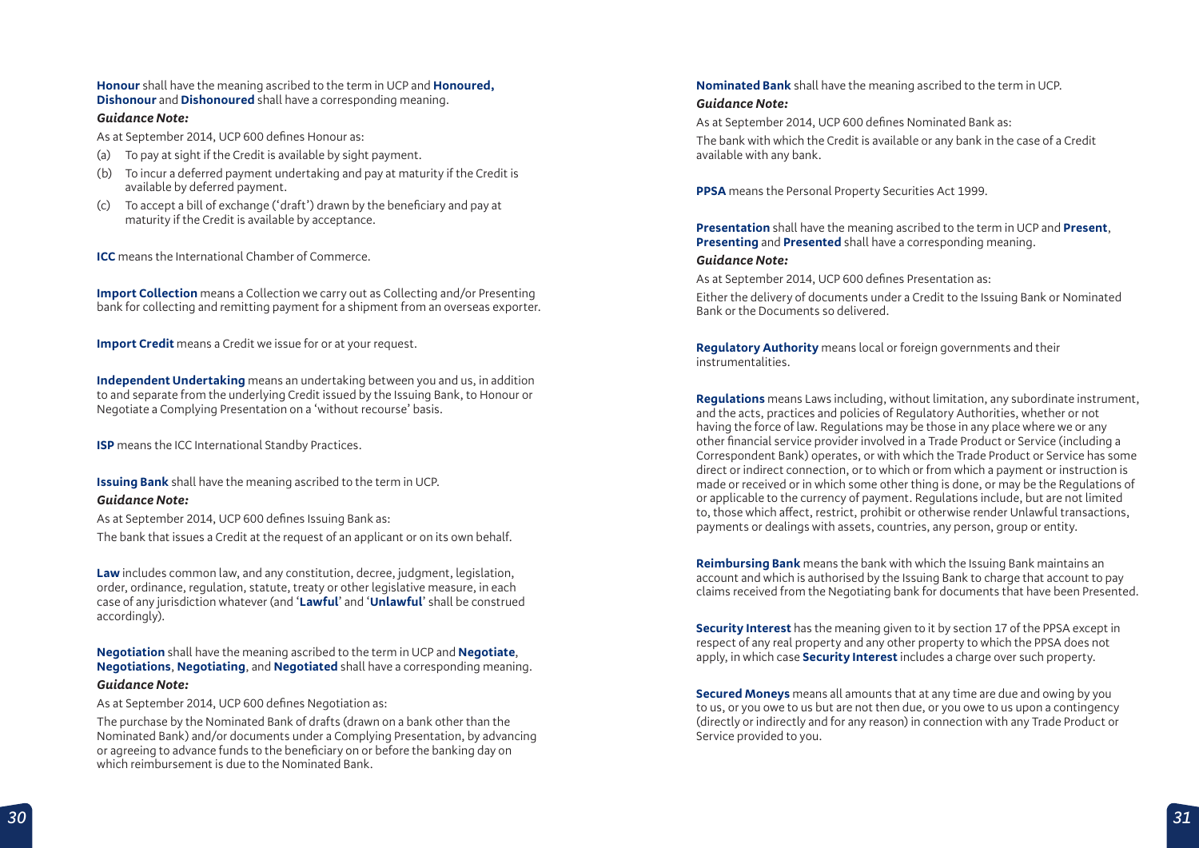**Honour** shall have the meaning ascribed to the term in UCP and **Honoured, Dishonour** and **Dishonoured** shall have a corresponding meaning.

***Guidance Note:***

As at September 2014, UCP 600 defines Honour as:

(a) To pay at sight if the Credit is available by sight payment.

(b) To incur a deferred payment undertaking and pay at maturity if the Credit is available by deferred payment.

(c) To accept a bill of exchange ('draft') drawn by the beneficiary and pay at maturity if the Credit is available by acceptance.

**ICC** means the International Chamber of Commerce.

**Import Collection** means a Collection we carry out as Collecting and/or Presenting bank for collecting and remitting payment for a shipment from an overseas exporter.

**Import Credit** means a Credit we issue for or at your request.

**Independent Undertaking** means an undertaking between you and us, in addition to and separate from the underlying Credit issued by the Issuing Bank, to Honour or Negotiate a Complying Presentation on a 'without recourse' basis.

**ISP** means the ICC International Standby Practices.

**Issuing Bank** shall have the meaning ascribed to the term in UCP.

***Guidance Note:***

As at September 2014, UCP 600 defines Issuing Bank as:

The bank that issues a Credit at the request of an applicant or on its own behalf.

**Law** includes common law, and any constitution, decree, judgment, legislation, order, ordinance, regulation, statute, treaty or other legislative measure, in each case of any jurisdiction whatever (and '**Lawful**' and '**Unlawful**' shall be construed accordingly).

**Negotiation** shall have the meaning ascribed to the term in UCP and **Negotiate**, **Negotiations**, **Negotiating**, and **Negotiated** shall have a corresponding meaning.

***Guidance Note:***

As at September 2014, UCP 600 defines Negotiation as:

The purchase by the Nominated Bank of drafts (drawn on a bank other than the Nominated Bank) and/or documents under a Complying Presentation, by advancing or agreeing to advance funds to the beneficiary on or before the banking day on which reimbursement is due to the Nominated Bank.

**Nominated Bank** shall have the meaning ascribed to the term in UCP.

***Guidance Note:***

As at September 2014, UCP 600 defines Nominated Bank as:

The bank with which the Credit is available or any bank in the case of a Credit available with any bank.

**PPSA** means the Personal Property Securities Act 1999.

**Presentation** shall have the meaning ascribed to the term in UCP and **Present**, **Presenting** and **Presented** shall have a corresponding meaning.

***Guidance Note:***

As at September 2014, UCP 600 defines Presentation as:

Either the delivery of documents under a Credit to the Issuing Bank or Nominated Bank or the Documents so delivered.

**Regulatory Authority** means local or foreign governments and their instrumentalities.

**Regulations** means Laws including, without limitation, any subordinate instrument, and the acts, practices and policies of Regulatory Authorities, whether or not having the force of law. Regulations may be those in any place where we or any other financial service provider involved in a Trade Product or Service (including a Correspondent Bank) operates, or with which the Trade Product or Service has some direct or indirect connection, or to which or from which a payment or instruction is made or received or in which some other thing is done, or may be the Regulations of or applicable to the currency of payment. Regulations include, but are not limited to, those which affect, restrict, prohibit or otherwise render Unlawful transactions, payments or dealings with assets, countries, any person, group or entity.

**Reimbursing Bank** means the bank with which the Issuing Bank maintains an account and which is authorised by the Issuing Bank to charge that account to pay claims received from the Negotiating bank for documents that have been Presented.

**Security Interest** has the meaning given to it by section 17 of the PPSA except in respect of any real property and any other property to which the PPSA does not apply, in which case **Security Interest** includes a charge over such property.

**Secured Moneys** means all amounts that at any time are due and owing by you to us, or you owe to us but are not then due, or you owe to us upon a contingency (directly or indirectly and for any reason) in connection with any Trade Product or Service provided to you.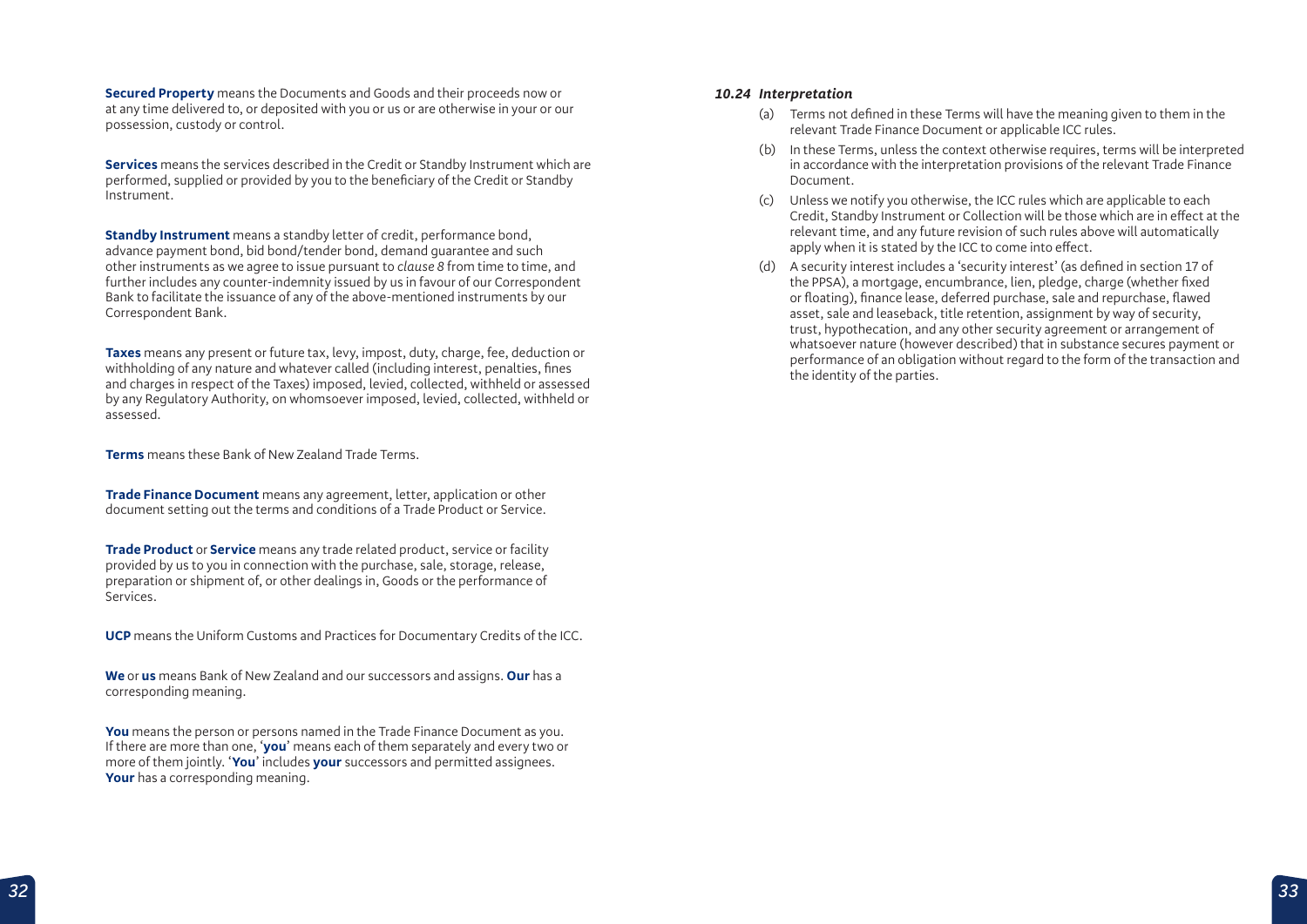**Secured Property** means the Documents and Goods and their proceeds now or at any time delivered to, or deposited with you or us or are otherwise in your or our possession, custody or control.

**Services** means the services described in the Credit or Standby Instrument which are performed, supplied or provided by you to the beneficiary of the Credit or Standby Instrument.

**Standby Instrument** means a standby letter of credit, performance bond, advance payment bond, bid bond/tender bond, demand guarantee and such other instruments as we agree to issue pursuant to *clause 8* from time to time, and further includes any counter-indemnity issued by us in favour of our Correspondent Bank to facilitate the issuance of any of the above-mentioned instruments by our Correspondent Bank.

**Taxes** means any present or future tax, levy, impost, duty, charge, fee, deduction or withholding of any nature and whatever called (including interest, penalties, fines and charges in respect of the Taxes) imposed, levied, collected, withheld or assessed by any Regulatory Authority, on whomsoever imposed, levied, collected, withheld or assessed.

**Terms** means these Bank of New Zealand Trade Terms.

**Trade Finance Document** means any agreement, letter, application or other document setting out the terms and conditions of a Trade Product or Service.

**Trade Product** or **Service** means any trade related product, service or facility provided by us to you in connection with the purchase, sale, storage, release, preparation or shipment of, or other dealings in, Goods or the performance of Services.

**UCP** means the Uniform Customs and Practices for Documentary Credits of the ICC.

**We** or **us** means Bank of New Zealand and our successors and assigns. **Our** has a corresponding meaning.

**You** means the person or persons named in the Trade Finance Document as you. If there are more than one, '**you**' means each of them separately and every two or more of them jointly. '**You**' includes **your** successors and permitted assignees. **Your** has a corresponding meaning.

***10.24 Interpretation***

(a) Terms not defined in these Terms will have the meaning given to them in the relevant Trade Finance Document or applicable ICC rules.

(b) In these Terms, unless the context otherwise requires, terms will be interpreted in accordance with the interpretation provisions of the relevant Trade Finance Document.

(c) Unless we notify you otherwise, the ICC rules which are applicable to each Credit, Standby Instrument or Collection will be those which are in effect at the relevant time, and any future revision of such rules above will automatically apply when it is stated by the ICC to come into effect.

(d) A security interest includes a 'security interest' (as defined in section 17 of the PPSA), a mortgage, encumbrance, lien, pledge, charge (whether fixed or floating), finance lease, deferred purchase, sale and repurchase, flawed asset, sale and leaseback, title retention, assignment by way of security, trust, hypothecation, and any other security agreement or arrangement of whatsoever nature (however described) that in substance secures payment or performance of an obligation without regard to the form of the transaction and the identity of the parties.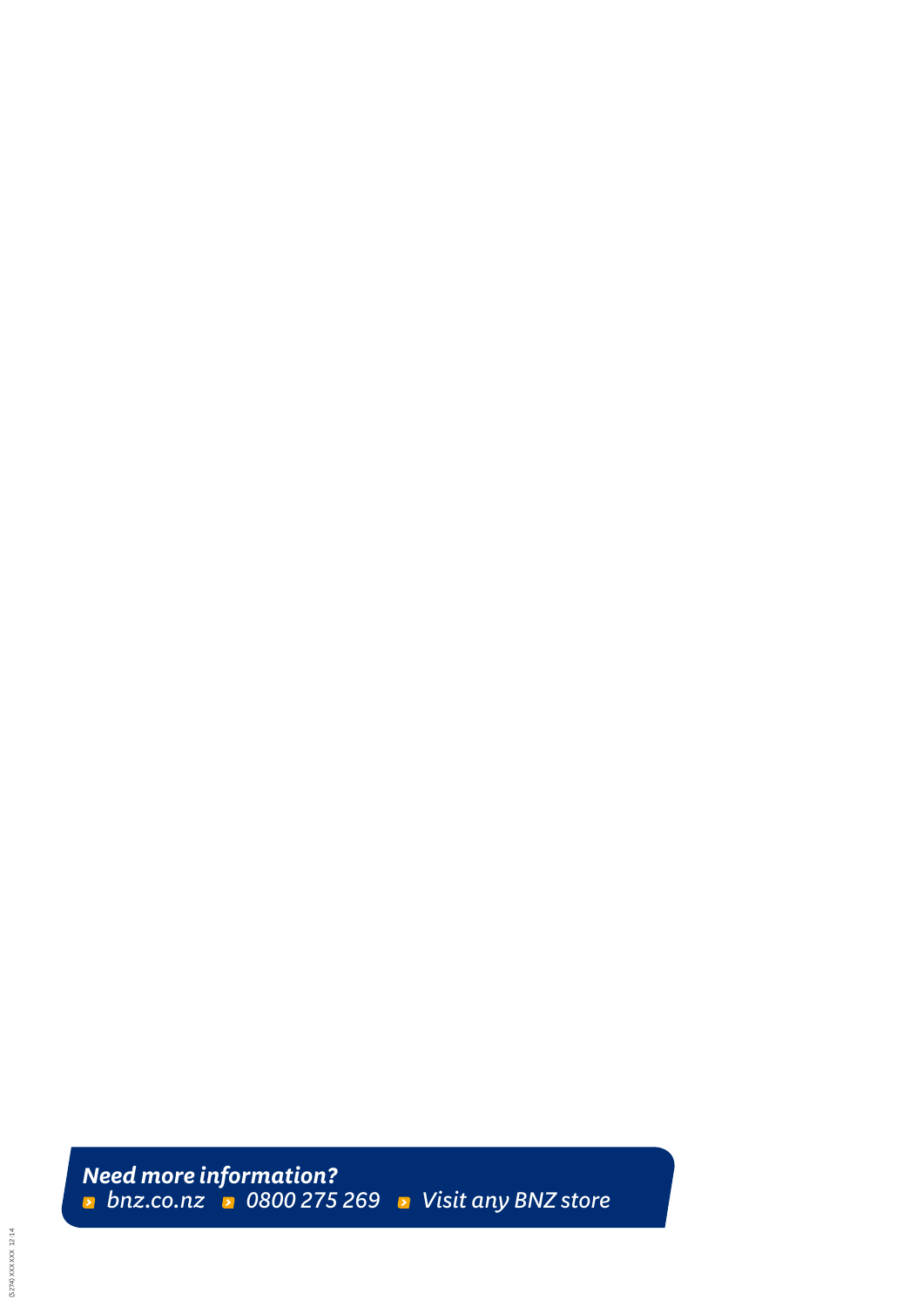***Need more information?***
*bnz.co.nz* · *0800 275 269* · *Visit any BNZ store*